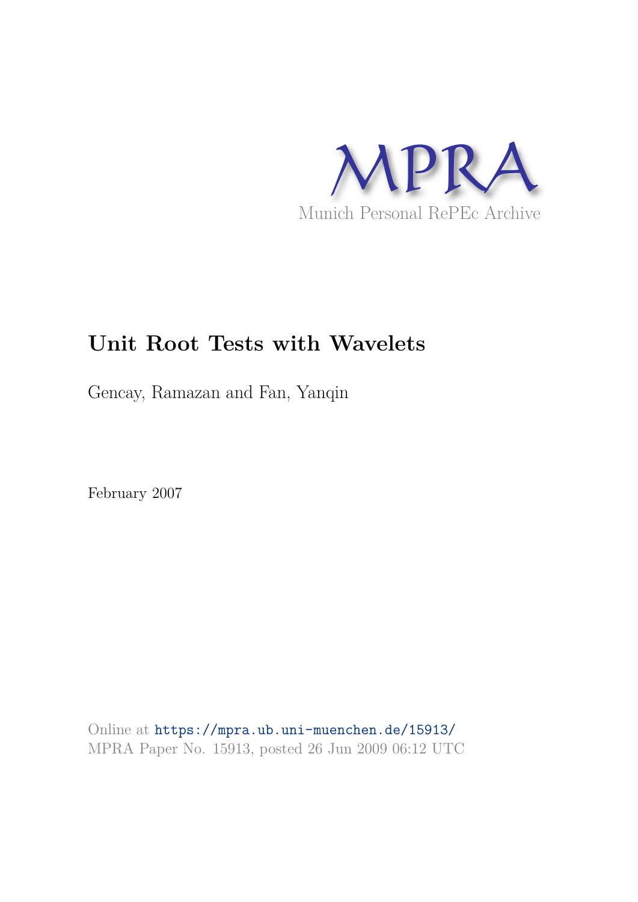MPRA

Munich Personal RePEc Archive

# Unit Root Tests with Wavelets

Gencay, Ramazan and Fan, Yanqin

February 2007

Online at https://mpra.ub.uni-muenchen.de/15913/
MPRA Paper No. 15913, posted 26 Jun 2009 06:12 UTC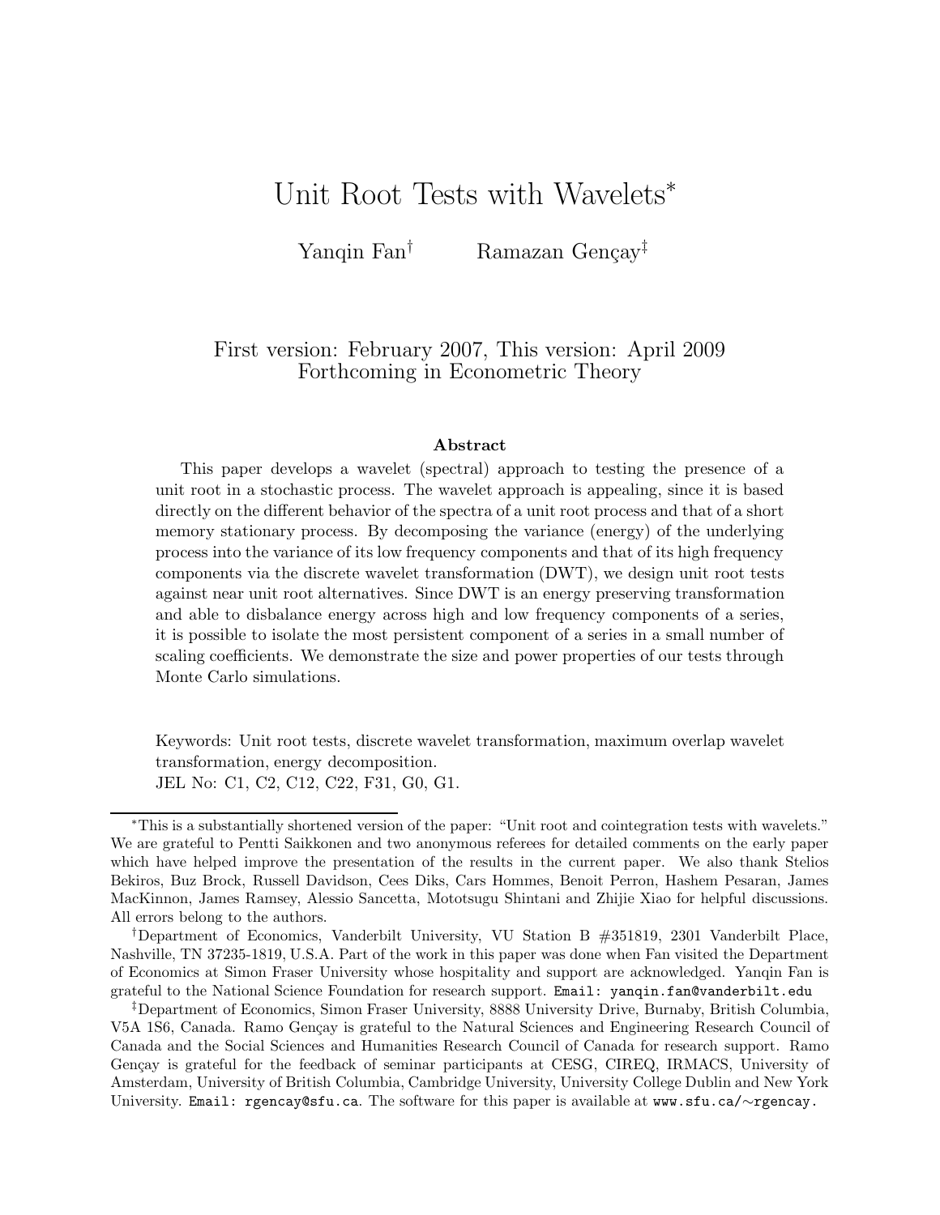# Unit Root Tests with Wavelets*

Yanqin Fan[†] Ramazan Gençay[‡]

First version: February 2007, This version: April 2009
Forthcoming in Econometric Theory

**Abstract**

This paper develops a wavelet (spectral) approach to testing the presence of a unit root in a stochastic process. The wavelet approach is appealing, since it is based directly on the different behavior of the spectra of a unit root process and that of a short memory stationary process. By decomposing the variance (energy) of the underlying process into the variance of its low frequency components and that of its high frequency components via the discrete wavelet transformation (DWT), we design unit root tests against near unit root alternatives. Since DWT is an energy preserving transformation and able to disbalance energy across high and low frequency components of a series, it is possible to isolate the most persistent component of a series in a small number of scaling coefficients. We demonstrate the size and power properties of our tests through Monte Carlo simulations.

Keywords: Unit root tests, discrete wavelet transformation, maximum overlap wavelet transformation, energy decomposition.
JEL No: C1, C2, C12, C22, F31, G0, G1.

---

*This is a substantially shortened version of the paper: "Unit root and cointegration tests with wavelets." We are grateful to Pentti Saikkonen and two anonymous referees for detailed comments on the early paper which have helped improve the presentation of the results in the current paper. We also thank Stelios Bekiros, Buz Brock, Russell Davidson, Cees Diks, Cars Hommes, Benoit Perron, Hashem Pesaran, James MacKinnon, James Ramsey, Alessio Sancetta, Mototsugu Shintani and Zhijie Xiao for helpful discussions. All errors belong to the authors.

†Department of Economics, Vanderbilt University, VU Station B #351819, 2301 Vanderbilt Place, Nashville, TN 37235-1819, U.S.A. Part of the work in this paper was done when Fan visited the Department of Economics at Simon Fraser University whose hospitality and support are acknowledged. Yanqin Fan is grateful to the National Science Foundation for research support. Email: yanqin.fan@vanderbilt.edu

‡Department of Economics, Simon Fraser University, 8888 University Drive, Burnaby, British Columbia, V5A 1S6, Canada. Ramo Gençay is grateful to the Natural Sciences and Engineering Research Council of Canada and the Social Sciences and Humanities Research Council of Canada for research support. Ramo Gençay is grateful for the feedback of seminar participants at CESG, CIREQ, IRMACS, University of Amsterdam, University of British Columbia, Cambridge University, University College Dublin and New York University. Email: rgencay@sfu.ca. The software for this paper is available at www.sfu.ca/∼rgencay.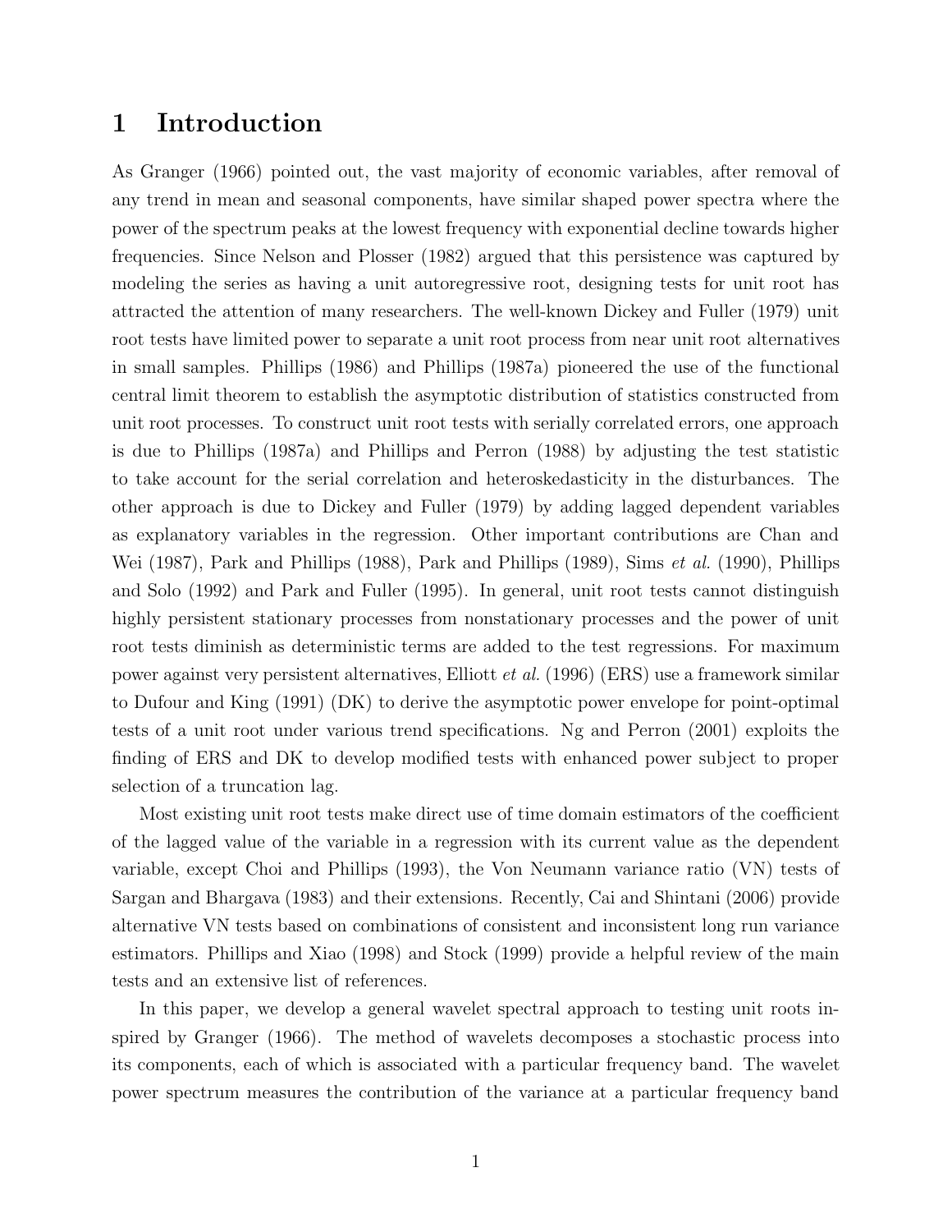# 1 Introduction

As Granger (1966) pointed out, the vast majority of economic variables, after removal of any trend in mean and seasonal components, have similar shaped power spectra where the power of the spectrum peaks at the lowest frequency with exponential decline towards higher frequencies. Since Nelson and Plosser (1982) argued that this persistence was captured by modeling the series as having a unit autoregressive root, designing tests for unit root has attracted the attention of many researchers. The well-known Dickey and Fuller (1979) unit root tests have limited power to separate a unit root process from near unit root alternatives in small samples. Phillips (1986) and Phillips (1987a) pioneered the use of the functional central limit theorem to establish the asymptotic distribution of statistics constructed from unit root processes. To construct unit root tests with serially correlated errors, one approach is due to Phillips (1987a) and Phillips and Perron (1988) by adjusting the test statistic to take account for the serial correlation and heteroskedasticity in the disturbances. The other approach is due to Dickey and Fuller (1979) by adding lagged dependent variables as explanatory variables in the regression. Other important contributions are Chan and Wei (1987), Park and Phillips (1988), Park and Phillips (1989), Sims *et al.* (1990), Phillips and Solo (1992) and Park and Fuller (1995). In general, unit root tests cannot distinguish highly persistent stationary processes from nonstationary processes and the power of unit root tests diminish as deterministic terms are added to the test regressions. For maximum power against very persistent alternatives, Elliott *et al.* (1996) (ERS) use a framework similar to Dufour and King (1991) (DK) to derive the asymptotic power envelope for point-optimal tests of a unit root under various trend specifications. Ng and Perron (2001) exploits the finding of ERS and DK to develop modified tests with enhanced power subject to proper selection of a truncation lag.

Most existing unit root tests make direct use of time domain estimators of the coefficient of the lagged value of the variable in a regression with its current value as the dependent variable, except Choi and Phillips (1993), the Von Neumann variance ratio (VN) tests of Sargan and Bhargava (1983) and their extensions. Recently, Cai and Shintani (2006) provide alternative VN tests based on combinations of consistent and inconsistent long run variance estimators. Phillips and Xiao (1998) and Stock (1999) provide a helpful review of the main tests and an extensive list of references.

In this paper, we develop a general wavelet spectral approach to testing unit roots inspired by Granger (1966). The method of wavelets decomposes a stochastic process into its components, each of which is associated with a particular frequency band. The wavelet power spectrum measures the contribution of the variance at a particular frequency band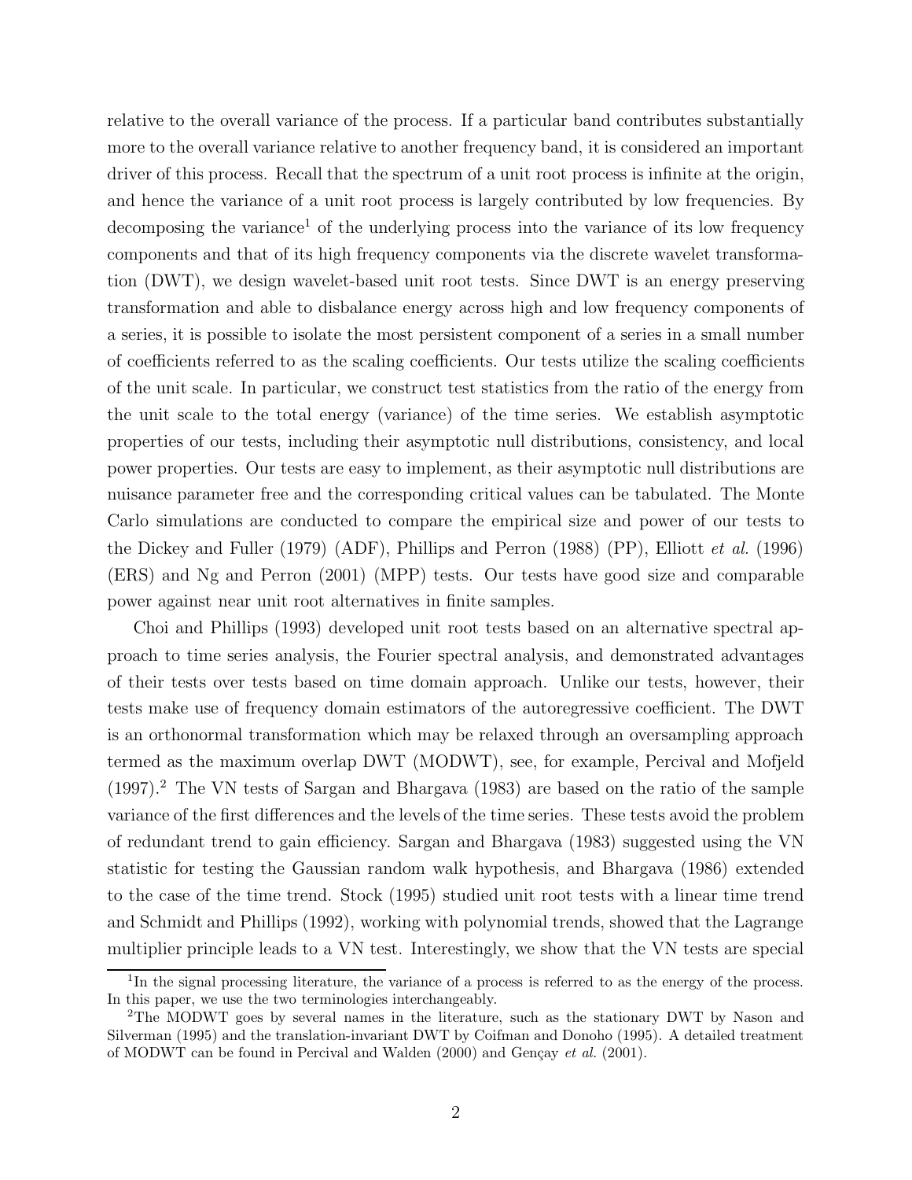relative to the overall variance of the process. If a particular band contributes substantially more to the overall variance relative to another frequency band, it is considered an important driver of this process. Recall that the spectrum of a unit root process is infinite at the origin, and hence the variance of a unit root process is largely contributed by low frequencies. By decomposing the variance[1] of the underlying process into the variance of its low frequency components and that of its high frequency components via the discrete wavelet transformation (DWT), we design wavelet-based unit root tests. Since DWT is an energy preserving transformation and able to disbalance energy across high and low frequency components of a series, it is possible to isolate the most persistent component of a series in a small number of coefficients referred to as the scaling coefficients. Our tests utilize the scaling coefficients of the unit scale. In particular, we construct test statistics from the ratio of the energy from the unit scale to the total energy (variance) of the time series. We establish asymptotic properties of our tests, including their asymptotic null distributions, consistency, and local power properties. Our tests are easy to implement, as their asymptotic null distributions are nuisance parameter free and the corresponding critical values can be tabulated. The Monte Carlo simulations are conducted to compare the empirical size and power of our tests to the Dickey and Fuller (1979) (ADF), Phillips and Perron (1988) (PP), Elliott *et al.* (1996) (ERS) and Ng and Perron (2001) (MPP) tests. Our tests have good size and comparable power against near unit root alternatives in finite samples.

Choi and Phillips (1993) developed unit root tests based on an alternative spectral approach to time series analysis, the Fourier spectral analysis, and demonstrated advantages of their tests over tests based on time domain approach. Unlike our tests, however, their tests make use of frequency domain estimators of the autoregressive coefficient. The DWT is an orthonormal transformation which may be relaxed through an oversampling approach termed as the maximum overlap DWT (MODWT), see, for example, Percival and Mofjeld (1997).[2] The VN tests of Sargan and Bhargava (1983) are based on the ratio of the sample variance of the first differences and the levels of the time series. These tests avoid the problem of redundant trend to gain efficiency. Sargan and Bhargava (1983) suggested using the VN statistic for testing the Gaussian random walk hypothesis, and Bhargava (1986) extended to the case of the time trend. Stock (1995) studied unit root tests with a linear time trend and Schmidt and Phillips (1992), working with polynomial trends, showed that the Lagrange multiplier principle leads to a VN test. Interestingly, we show that the VN tests are special

[1] In the signal processing literature, the variance of a process is referred to as the energy of the process. In this paper, we use the two terminologies interchangeably.

[2] The MODWT goes by several names in the literature, such as the stationary DWT by Nason and Silverman (1995) and the translation-invariant DWT by Coifman and Donoho (1995). A detailed treatment of MODWT can be found in Percival and Walden (2000) and Gençay *et al.* (2001).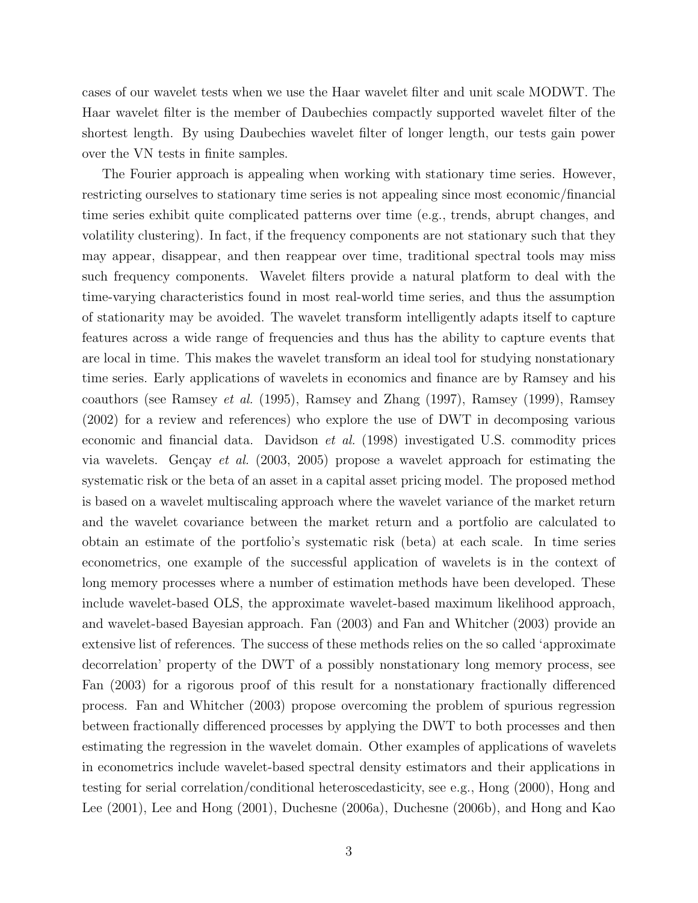cases of our wavelet tests when we use the Haar wavelet filter and unit scale MODWT. The Haar wavelet filter is the member of Daubechies compactly supported wavelet filter of the shortest length. By using Daubechies wavelet filter of longer length, our tests gain power over the VN tests in finite samples.

The Fourier approach is appealing when working with stationary time series. However, restricting ourselves to stationary time series is not appealing since most economic/financial time series exhibit quite complicated patterns over time (e.g., trends, abrupt changes, and volatility clustering). In fact, if the frequency components are not stationary such that they may appear, disappear, and then reappear over time, traditional spectral tools may miss such frequency components. Wavelet filters provide a natural platform to deal with the time-varying characteristics found in most real-world time series, and thus the assumption of stationarity may be avoided. The wavelet transform intelligently adapts itself to capture features across a wide range of frequencies and thus has the ability to capture events that are local in time. This makes the wavelet transform an ideal tool for studying nonstationary time series. Early applications of wavelets in economics and finance are by Ramsey and his coauthors (see Ramsey *et al.* (1995), Ramsey and Zhang (1997), Ramsey (1999), Ramsey (2002) for a review and references) who explore the use of DWT in decomposing various economic and financial data. Davidson *et al.* (1998) investigated U.S. commodity prices via wavelets. Gençay *et al.* (2003, 2005) propose a wavelet approach for estimating the systematic risk or the beta of an asset in a capital asset pricing model. The proposed method is based on a wavelet multiscaling approach where the wavelet variance of the market return and the wavelet covariance between the market return and a portfolio are calculated to obtain an estimate of the portfolio's systematic risk (beta) at each scale. In time series econometrics, one example of the successful application of wavelets is in the context of long memory processes where a number of estimation methods have been developed. These include wavelet-based OLS, the approximate wavelet-based maximum likelihood approach, and wavelet-based Bayesian approach. Fan (2003) and Fan and Whitcher (2003) provide an extensive list of references. The success of these methods relies on the so called 'approximate decorrelation' property of the DWT of a possibly nonstationary long memory process, see Fan (2003) for a rigorous proof of this result for a nonstationary fractionally differenced process. Fan and Whitcher (2003) propose overcoming the problem of spurious regression between fractionally differenced processes by applying the DWT to both processes and then estimating the regression in the wavelet domain. Other examples of applications of wavelets in econometrics include wavelet-based spectral density estimators and their applications in testing for serial correlation/conditional heteroscedasticity, see e.g., Hong (2000), Hong and Lee (2001), Lee and Hong (2001), Duchesne (2006a), Duchesne (2006b), and Hong and Kao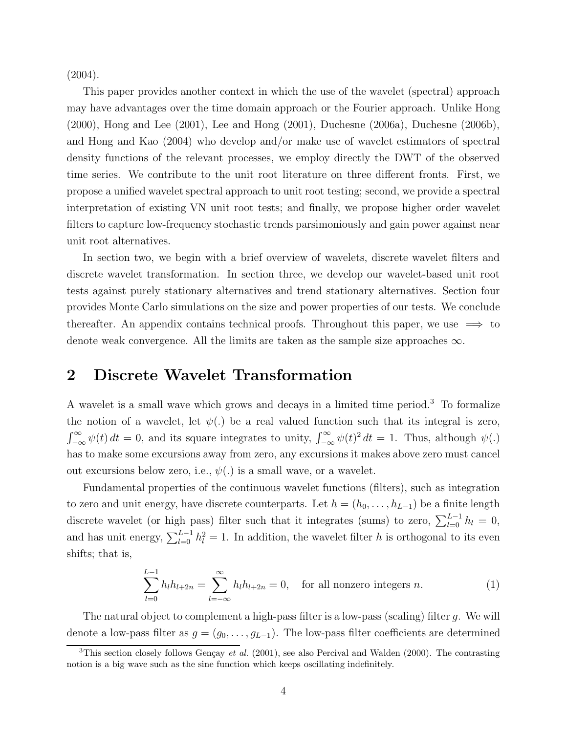(2004).

This paper provides another context in which the use of the wavelet (spectral) approach may have advantages over the time domain approach or the Fourier approach. Unlike Hong (2000), Hong and Lee (2001), Lee and Hong (2001), Duchesne (2006a), Duchesne (2006b), and Hong and Kao (2004) who develop and/or make use of wavelet estimators of spectral density functions of the relevant processes, we employ directly the DWT of the observed time series. We contribute to the unit root literature on three different fronts. First, we propose a unified wavelet spectral approach to unit root testing; second, we provide a spectral interpretation of existing VN unit root tests; and finally, we propose higher order wavelet filters to capture low-frequency stochastic trends parsimoniously and gain power against near unit root alternatives.

In section two, we begin with a brief overview of wavelets, discrete wavelet filters and discrete wavelet transformation. In section three, we develop our wavelet-based unit root tests against purely stationary alternatives and trend stationary alternatives. Section four provides Monte Carlo simulations on the size and power properties of our tests. We conclude thereafter. An appendix contains technical proofs. Throughout this paper, we use $\Longrightarrow$ to denote weak convergence. All the limits are taken as the sample size approaches $\infty$.

## 2 Discrete Wavelet Transformation

A wavelet is a small wave which grows and decays in a limited time period.[3] To formalize the notion of a wavelet, let $\psi(.)$ be a real valued function such that its integral is zero, $\int_{-\infty}^{\infty} \psi(t)\,dt = 0$, and its square integrates to unity, $\int_{-\infty}^{\infty} \psi(t)^2\,dt = 1$. Thus, although $\psi(.)$ has to make some excursions away from zero, any excursions it makes above zero must cancel out excursions below zero, i.e., $\psi(.)$ is a small wave, or a wavelet.

Fundamental properties of the continuous wavelet functions (filters), such as integration to zero and unit energy, have discrete counterparts. Let $h = (h_0, \ldots, h_{L-1})$ be a finite length discrete wavelet (or high pass) filter such that it integrates (sums) to zero, $\sum_{l=0}^{L-1} h_l = 0$, and has unit energy, $\sum_{l=0}^{L-1} h_l^2 = 1$. In addition, the wavelet filter $h$ is orthogonal to its even shifts; that is,

$$\sum_{l=0}^{L-1} h_l h_{l+2n} = \sum_{l=-\infty}^{\infty} h_l h_{l+2n} = 0, \quad \text{for all nonzero integers } n. \tag{1}$$

The natural object to complement a high-pass filter is a low-pass (scaling) filter $g$. We will denote a low-pass filter as $g = (g_0, \ldots, g_{L-1})$. The low-pass filter coefficients are determined

[3] This section closely follows Gençay *et al.* (2001), see also Percival and Walden (2000). The contrasting notion is a big wave such as the sine function which keeps oscillating indefinitely.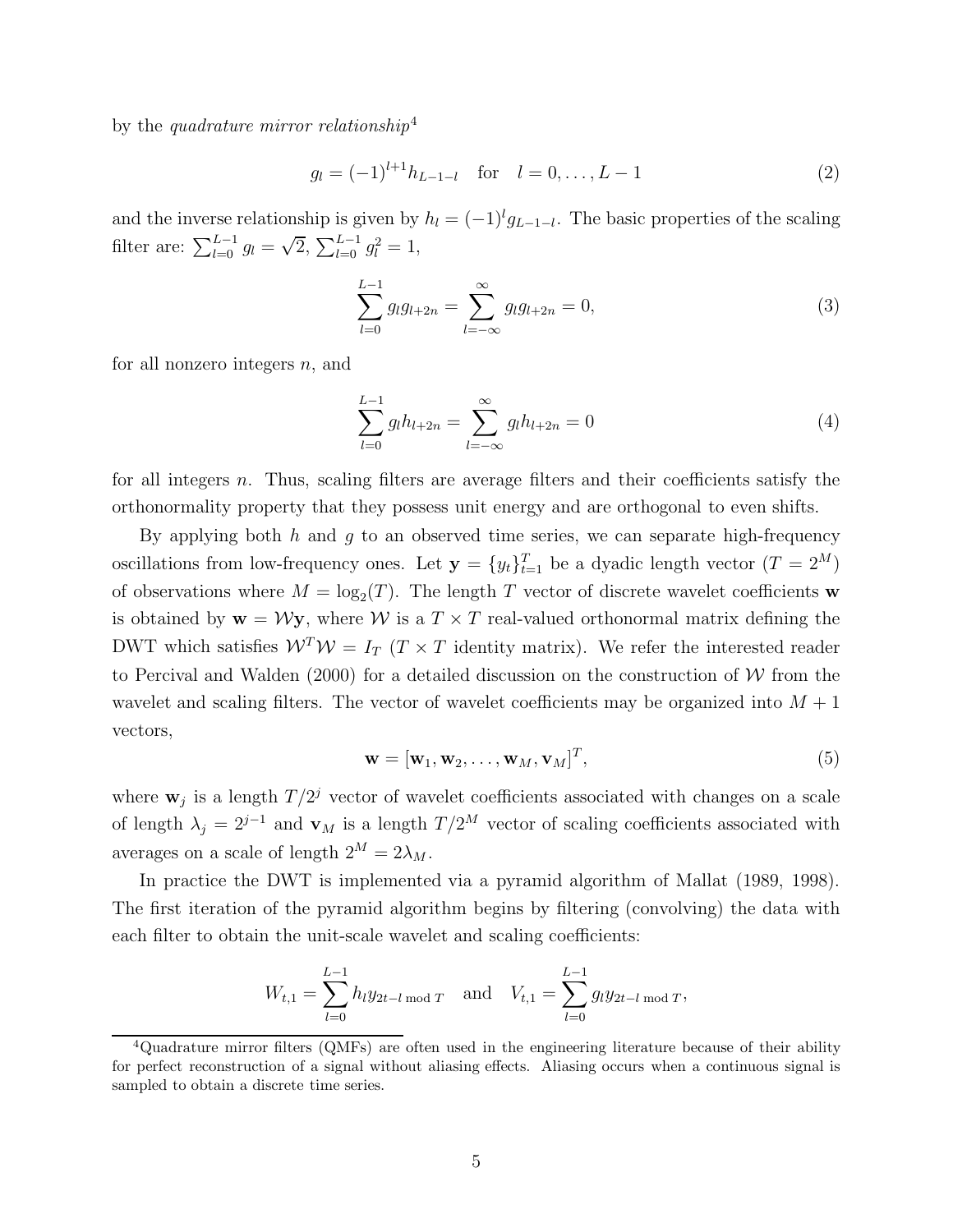by the *quadrature mirror relationship*[4]

$$g_l = (-1)^{l+1} h_{L-1-l} \quad \text{for} \quad l = 0, \dots, L-1 \tag{2}$$

and the inverse relationship is given by $h_l = (-1)^l g_{L-1-l}$. The basic properties of the scaling filter are: $\sum_{l=0}^{L-1} g_l = \sqrt{2}$, $\sum_{l=0}^{L-1} g_l^2 = 1$,

$$\sum_{l=0}^{L-1} g_l g_{l+2n} = \sum_{l=-\infty}^{\infty} g_l g_{l+2n} = 0, \tag{3}$$

for all nonzero integers $n$, and

$$\sum_{l=0}^{L-1} g_l h_{l+2n} = \sum_{l=-\infty}^{\infty} g_l h_{l+2n} = 0 \tag{4}$$

for all integers $n$. Thus, scaling filters are average filters and their coefficients satisfy the orthonormality property that they possess unit energy and are orthogonal to even shifts.

By applying both $h$ and $g$ to an observed time series, we can separate high-frequency oscillations from low-frequency ones. Let $\mathbf{y} = \{y_t\}_{t=1}^T$ be a dyadic length vector ($T = 2^M$) of observations where $M = \log_2(T)$. The length $T$ vector of discrete wavelet coefficients $\mathbf{w}$ is obtained by $\mathbf{w} = \mathcal{W}\mathbf{y}$, where $\mathcal{W}$ is a $T \times T$ real-valued orthonormal matrix defining the DWT which satisfies $\mathcal{W}^T \mathcal{W} = I_T$ ($T \times T$ identity matrix). We refer the interested reader to Percival and Walden (2000) for a detailed discussion on the construction of $\mathcal{W}$ from the wavelet and scaling filters. The vector of wavelet coefficients may be organized into $M + 1$ vectors,

$$\mathbf{w} = [\mathbf{w}_1, \mathbf{w}_2, \dots, \mathbf{w}_M, \mathbf{v}_M]^T, \tag{5}$$

where $\mathbf{w}_j$ is a length $T/2^j$ vector of wavelet coefficients associated with changes on a scale of length $\lambda_j = 2^{j-1}$ and $\mathbf{v}_M$ is a length $T/2^M$ vector of scaling coefficients associated with averages on a scale of length $2^M = 2\lambda_M$.

In practice the DWT is implemented via a pyramid algorithm of Mallat (1989, 1998). The first iteration of the pyramid algorithm begins by filtering (convolving) the data with each filter to obtain the unit-scale wavelet and scaling coefficients:

$$W_{t,1} = \sum_{l=0}^{L-1} h_l y_{2t-l \bmod T} \quad \text{and} \quad V_{t,1} = \sum_{l=0}^{L-1} g_l y_{2t-l \bmod T},$$

[4] Quadrature mirror filters (QMFs) are often used in the engineering literature because of their ability for perfect reconstruction of a signal without aliasing effects. Aliasing occurs when a continuous signal is sampled to obtain a discrete time series.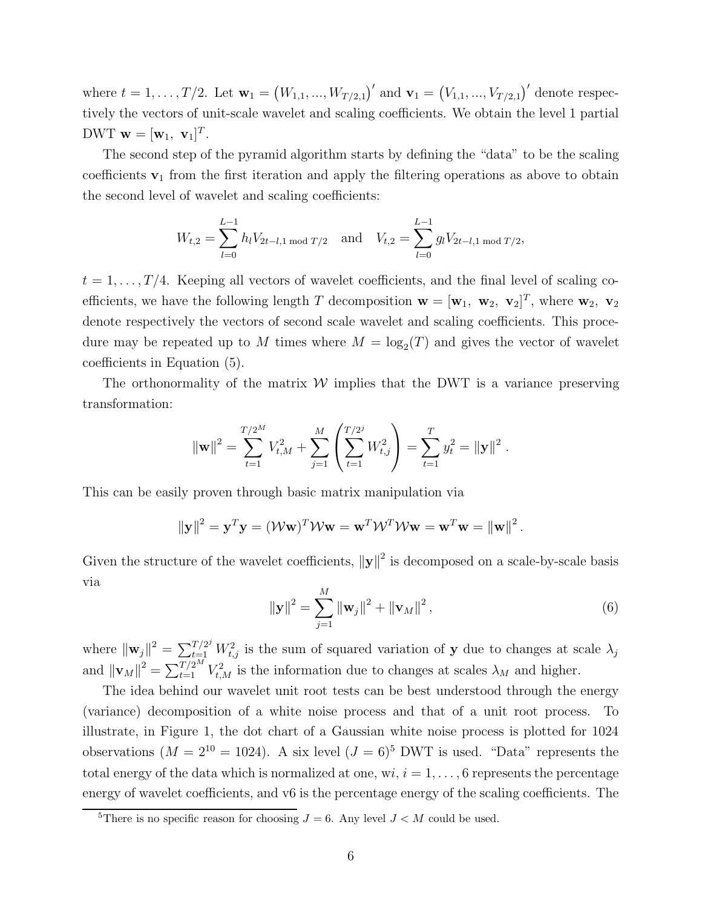where $t = 1, \ldots, T/2$. Let $\mathbf{w}_1 = \left(W_{1,1}, ..., W_{T/2,1}\right)'$ and $\mathbf{v}_1 = \left(V_{1,1}, ..., V_{T/2,1}\right)'$ denote respectively the vectors of unit-scale wavelet and scaling coefficients. We obtain the level 1 partial DWT $\mathbf{w} = [\mathbf{w}_1,\ \mathbf{v}_1]^T$.

The second step of the pyramid algorithm starts by defining the "data" to be the scaling coefficients $\mathbf{v}_1$ from the first iteration and apply the filtering operations as above to obtain the second level of wavelet and scaling coefficients:

$$W_{t,2} = \sum_{l=0}^{L-1} h_l V_{2t-l,1 \bmod T/2} \quad \text{and} \quad V_{t,2} = \sum_{l=0}^{L-1} g_l V_{2t-l,1 \bmod T/2},$$

$t = 1, \ldots, T/4$. Keeping all vectors of wavelet coefficients, and the final level of scaling coefficients, we have the following length $T$ decomposition $\mathbf{w} = [\mathbf{w}_1,\ \mathbf{w}_2,\ \mathbf{v}_2]^T$, where $\mathbf{w}_2,\ \mathbf{v}_2$ denote respectively the vectors of second scale wavelet and scaling coefficients. This procedure may be repeated up to $M$ times where $M = \log_2(T)$ and gives the vector of wavelet coefficients in Equation (5).

The orthonormality of the matrix $\mathcal{W}$ implies that the DWT is a variance preserving transformation:

$$\|\mathbf{w}\|^2 = \sum_{t=1}^{T/2^M} V_{t,M}^2 + \sum_{j=1}^{M} \left( \sum_{t=1}^{T/2^j} W_{t,j}^2 \right) = \sum_{t=1}^{T} y_t^2 = \|\mathbf{y}\|^2 .$$

This can be easily proven through basic matrix manipulation via

$$\|\mathbf{y}\|^2 = \mathbf{y}^T\mathbf{y} = (\mathcal{W}\mathbf{w})^T \mathcal{W}\mathbf{w} = \mathbf{w}^T \mathcal{W}^T \mathcal{W}\mathbf{w} = \mathbf{w}^T\mathbf{w} = \|\mathbf{w}\|^2 .$$

Given the structure of the wavelet coefficients, $\|\mathbf{y}\|^2$ is decomposed on a scale-by-scale basis via

$$\|\mathbf{y}\|^2 = \sum_{j=1}^{M} \|\mathbf{w}_j\|^2 + \|\mathbf{v}_M\|^2 , \tag{6}$$

where $\|\mathbf{w}_j\|^2 = \sum_{t=1}^{T/2^j} W_{t,j}^2$ is the sum of squared variation of $\mathbf{y}$ due to changes at scale $\lambda_j$ and $\|\mathbf{v}_M\|^2 = \sum_{t=1}^{T/2^M} V_{t,M}^2$ is the information due to changes at scales $\lambda_M$ and higher.

The idea behind our wavelet unit root tests can be best understood through the energy (variance) decomposition of a white noise process and that of a unit root process. To illustrate, in Figure 1, the dot chart of a Gaussian white noise process is plotted for 1024 observations ($M = 2^{10} = 1024$). A six level ($J = 6$)[5] DWT is used. "Data" represents the total energy of the data which is normalized at one, w$i$, $i = 1, \ldots, 6$ represents the percentage energy of wavelet coefficients, and v6 is the percentage energy of the scaling coefficients. The

[5] There is no specific reason for choosing $J = 6$. Any level $J < M$ could be used.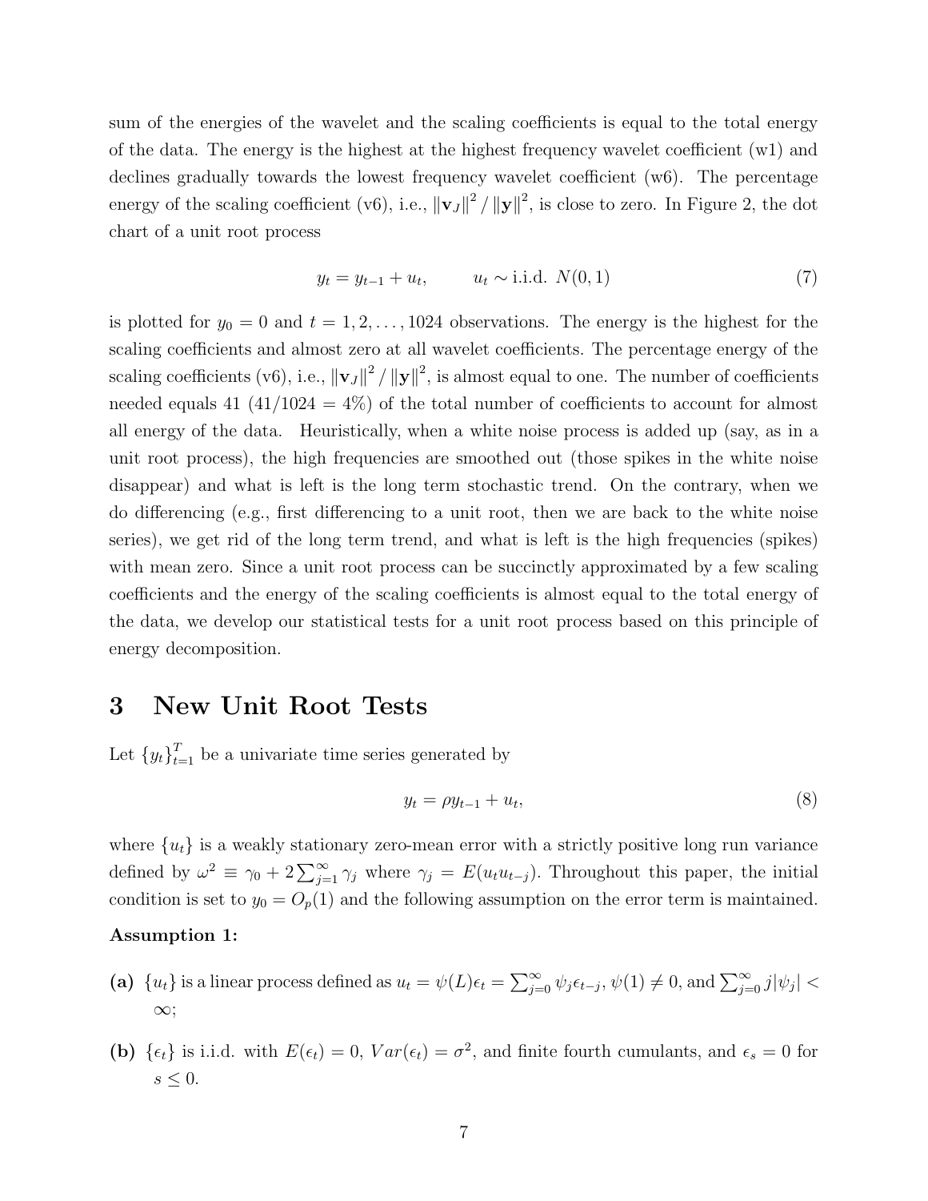sum of the energies of the wavelet and the scaling coefficients is equal to the total energy of the data. The energy is the highest at the highest frequency wavelet coefficient (w1) and declines gradually towards the lowest frequency wavelet coefficient (w6). The percentage energy of the scaling coefficient (v6), i.e., $\|\mathbf{v}_J\|^2 / \|\mathbf{y}\|^2$, is close to zero. In Figure 2, the dot chart of a unit root process

$$y_t = y_{t-1} + u_t, \qquad u_t \sim \text{i.i.d. } N(0,1) \tag{7}$$

is plotted for $y_0 = 0$ and $t = 1, 2, \ldots, 1024$ observations. The energy is the highest for the scaling coefficients and almost zero at all wavelet coefficients. The percentage energy of the scaling coefficients (v6), i.e., $\|\mathbf{v}_J\|^2 / \|\mathbf{y}\|^2$, is almost equal to one. The number of coefficients needed equals 41 (41/1024 = 4%) of the total number of coefficients to account for almost all energy of the data. Heuristically, when a white noise process is added up (say, as in a unit root process), the high frequencies are smoothed out (those spikes in the white noise disappear) and what is left is the long term stochastic trend. On the contrary, when we do differencing (e.g., first differencing to a unit root, then we are back to the white noise series), we get rid of the long term trend, and what is left is the high frequencies (spikes) with mean zero. Since a unit root process can be succinctly approximated by a few scaling coefficients and the energy of the scaling coefficients is almost equal to the total energy of the data, we develop our statistical tests for a unit root process based on this principle of energy decomposition.

# 3 New Unit Root Tests

Let $\{y_t\}_{t=1}^T$ be a univariate time series generated by

$$y_t = \rho y_{t-1} + u_t, \tag{8}$$

where $\{u_t\}$ is a weakly stationary zero-mean error with a strictly positive long run variance defined by $\omega^2 \equiv \gamma_0 + 2\sum_{j=1}^{\infty} \gamma_j$ where $\gamma_j = E(u_t u_{t-j})$. Throughout this paper, the initial condition is set to $y_0 = O_p(1)$ and the following assumption on the error term is maintained.

**Assumption 1:**

**(a)** $\{u_t\}$ is a linear process defined as $u_t = \psi(L)\epsilon_t = \sum_{j=0}^{\infty} \psi_j \epsilon_{t-j}$, $\psi(1) \neq 0$, and $\sum_{j=0}^{\infty} j|\psi_j| < \infty$;

**(b)** $\{\epsilon_t\}$ is i.i.d. with $E(\epsilon_t) = 0$, $Var(\epsilon_t) = \sigma^2$, and finite fourth cumulants, and $\epsilon_s = 0$ for $s \leq 0$.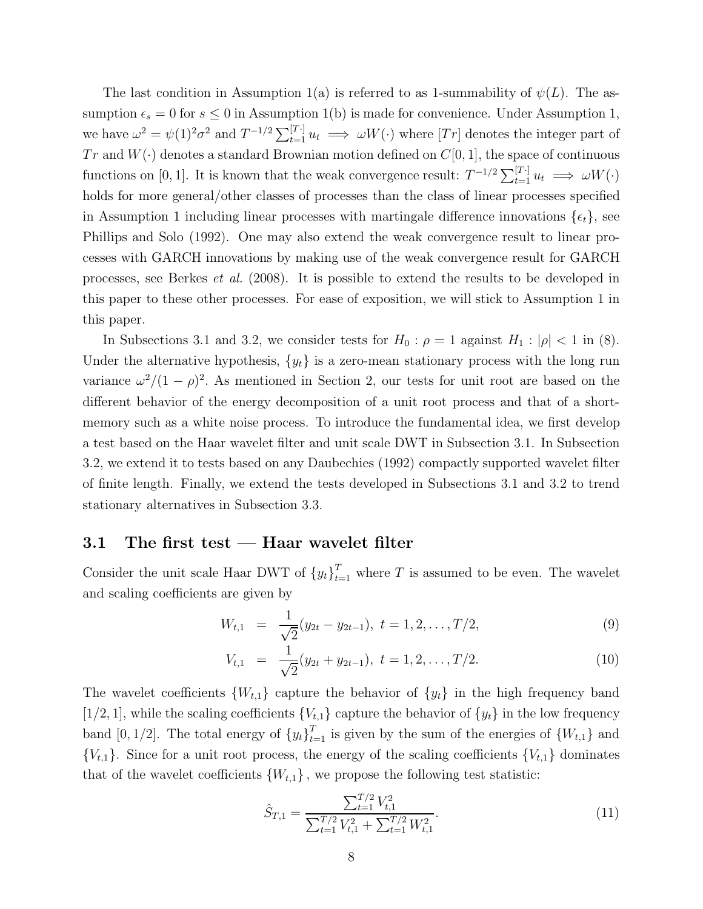The last condition in Assumption 1(a) is referred to as 1-summability of $\psi(L)$. The assumption $\epsilon_s = 0$ for $s \leq 0$ in Assumption 1(b) is made for convenience. Under Assumption 1, we have $\omega^2 = \psi(1)^2\sigma^2$ and $T^{-1/2}\sum_{t=1}^{[T\cdot]} u_t \implies \omega W(\cdot)$ where $[Tr]$ denotes the integer part of $Tr$ and $W(\cdot)$ denotes a standard Brownian motion defined on $C[0,1]$, the space of continuous functions on $[0,1]$. It is known that the weak convergence result: $T^{-1/2}\sum_{t=1}^{[T\cdot]} u_t \implies \omega W(\cdot)$ holds for more general/other classes of processes than the class of linear processes specified in Assumption 1 including linear processes with martingale difference innovations $\{\epsilon_t\}$, see Phillips and Solo (1992). One may also extend the weak convergence result to linear processes with GARCH innovations by making use of the weak convergence result for GARCH processes, see Berkes *et al.* (2008). It is possible to extend the results to be developed in this paper to these other processes. For ease of exposition, we will stick to Assumption 1 in this paper.

In Subsections 3.1 and 3.2, we consider tests for $H_0 : \rho = 1$ against $H_1 : |\rho| < 1$ in (8). Under the alternative hypothesis, $\{y_t\}$ is a zero-mean stationary process with the long run variance $\omega^2/(1-\rho)^2$. As mentioned in Section 2, our tests for unit root are based on the different behavior of the energy decomposition of a unit root process and that of a short-memory such as a white noise process. To introduce the fundamental idea, we first develop a test based on the Haar wavelet filter and unit scale DWT in Subsection 3.1. In Subsection 3.2, we extend it to tests based on any Daubechies (1992) compactly supported wavelet filter of finite length. Finally, we extend the tests developed in Subsections 3.1 and 3.2 to trend stationary alternatives in Subsection 3.3.

### 3.1 The first test — Haar wavelet filter

Consider the unit scale Haar DWT of $\{y_t\}_{t=1}^T$ where $T$ is assumed to be even. The wavelet and scaling coefficients are given by

$$W_{t,1} = \frac{1}{\sqrt{2}}(y_{2t} - y_{2t-1}), \ t = 1, 2, \ldots, T/2, \tag{9}$$

$$V_{t,1} = \frac{1}{\sqrt{2}}(y_{2t} + y_{2t-1}), \ t = 1, 2, \ldots, T/2. \tag{10}$$

The wavelet coefficients $\{W_{t,1}\}$ capture the behavior of $\{y_t\}$ in the high frequency band $[1/2, 1]$, while the scaling coefficients $\{V_{t,1}\}$ capture the behavior of $\{y_t\}$ in the low frequency band $[0, 1/2]$. The total energy of $\{y_t\}_{t=1}^T$ is given by the sum of the energies of $\{W_{t,1}\}$ and $\{V_{t,1}\}$. Since for a unit root process, the energy of the scaling coefficients $\{V_{t,1}\}$ dominates that of the wavelet coefficients $\{W_{t,1}\}$, we propose the following test statistic:

$$\hat{S}_{T,1} = \frac{\sum_{t=1}^{T/2} V_{t,1}^2}{\sum_{t=1}^{T/2} V_{t,1}^2 + \sum_{t=1}^{T/2} W_{t,1}^2}. \tag{11}$$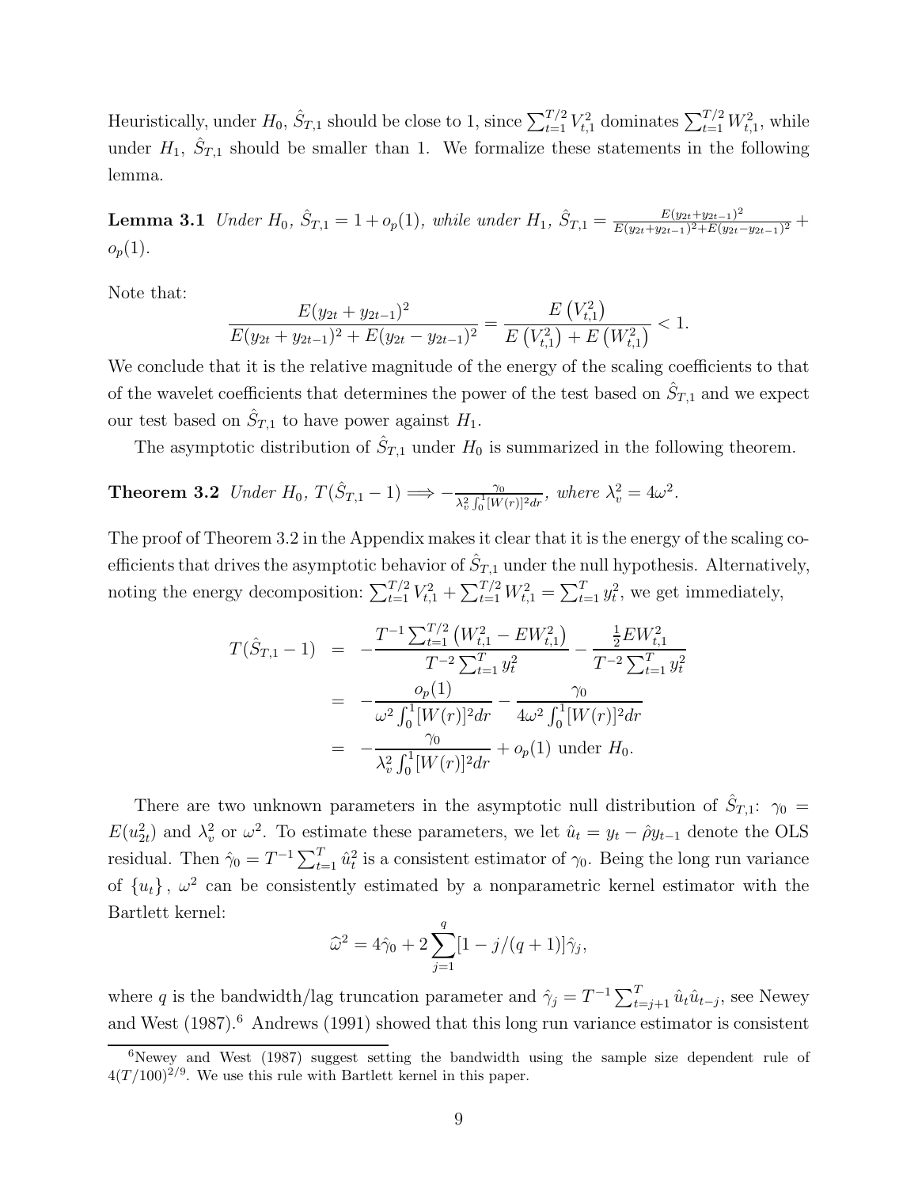Heuristically, under $H_0$, $\hat{S}_{T,1}$ should be close to 1, since $\sum_{t=1}^{T/2} V_{t,1}^2$ dominates $\sum_{t=1}^{T/2} W_{t,1}^2$, while under $H_1$, $\hat{S}_{T,1}$ should be smaller than 1. We formalize these statements in the following lemma.

**Lemma 3.1** *Under $H_0$, $\hat{S}_{T,1} = 1 + o_p(1)$, while under $H_1$, $\hat{S}_{T,1} = \frac{E(y_{2t}+y_{2t-1})^2}{E(y_{2t}+y_{2t-1})^2 + E(y_{2t}-y_{2t-1})^2} + o_p(1)$.*

Note that:

$$\frac{E(y_{2t}+y_{2t-1})^2}{E(y_{2t}+y_{2t-1})^2 + E(y_{2t}-y_{2t-1})^2} = \frac{E\left(V_{t,1}^2\right)}{E\left(V_{t,1}^2\right) + E\left(W_{t,1}^2\right)} < 1.$$

We conclude that it is the relative magnitude of the energy of the scaling coefficients to that of the wavelet coefficients that determines the power of the test based on $\hat{S}_{T,1}$ and we expect our test based on $\hat{S}_{T,1}$ to have power against $H_1$.

The asymptotic distribution of $\hat{S}_{T,1}$ under $H_0$ is summarized in the following theorem.

**Theorem 3.2** *Under $H_0$, $T(\hat{S}_{T,1} - 1) \Longrightarrow -\frac{\gamma_0}{\lambda_v^2 \int_0^1 [W(r)]^2 dr}$, where $\lambda_v^2 = 4\omega^2$.*

The proof of Theorem 3.2 in the Appendix makes it clear that it is the energy of the scaling coefficients that drives the asymptotic behavior of $\hat{S}_{T,1}$ under the null hypothesis. Alternatively, noting the energy decomposition: $\sum_{t=1}^{T/2} V_{t,1}^2 + \sum_{t=1}^{T/2} W_{t,1}^2 = \sum_{t=1}^{T} y_t^2$, we get immediately,

$$\begin{aligned}
T(\hat{S}_{T,1} - 1) &= -\frac{T^{-1}\sum_{t=1}^{T/2}\left(W_{t,1}^2 - EW_{t,1}^2\right)}{T^{-2}\sum_{t=1}^{T} y_t^2} - \frac{\frac{1}{2}EW_{t,1}^2}{T^{-2}\sum_{t=1}^{T} y_t^2} \\
&= -\frac{o_p(1)}{\omega^2 \int_0^1 [W(r)]^2 dr} - \frac{\gamma_0}{4\omega^2 \int_0^1 [W(r)]^2 dr} \\
&= -\frac{\gamma_0}{\lambda_v^2 \int_0^1 [W(r)]^2 dr} + o_p(1) \text{ under } H_0.
\end{aligned}$$

There are two unknown parameters in the asymptotic null distribution of $\hat{S}_{T,1}$: $\gamma_0 = E(u_{2t}^2)$ and $\lambda_v^2$ or $\omega^2$. To estimate these parameters, we let $\hat{u}_t = y_t - \hat{\rho} y_{t-1}$ denote the OLS residual. Then $\hat{\gamma}_0 = T^{-1}\sum_{t=1}^{T} \hat{u}_t^2$ is a consistent estimator of $\gamma_0$. Being the long run variance of $\{u_t\}$, $\omega^2$ can be consistently estimated by a nonparametric kernel estimator with the Bartlett kernel:

$$\widehat{\omega}^2 = 4\hat{\gamma}_0 + 2\sum_{j=1}^{q}[1 - j/(q+1)]\hat{\gamma}_j,$$

where $q$ is the bandwidth/lag truncation parameter and $\hat{\gamma}_j = T^{-1}\sum_{t=j+1}^{T} \hat{u}_t \hat{u}_{t-j}$, see Newey and West (1987).[6] Andrews (1991) showed that this long run variance estimator is consistent

[6] Newey and West (1987) suggest setting the bandwidth using the sample size dependent rule of $4(T/100)^{2/9}$. We use this rule with Bartlett kernel in this paper.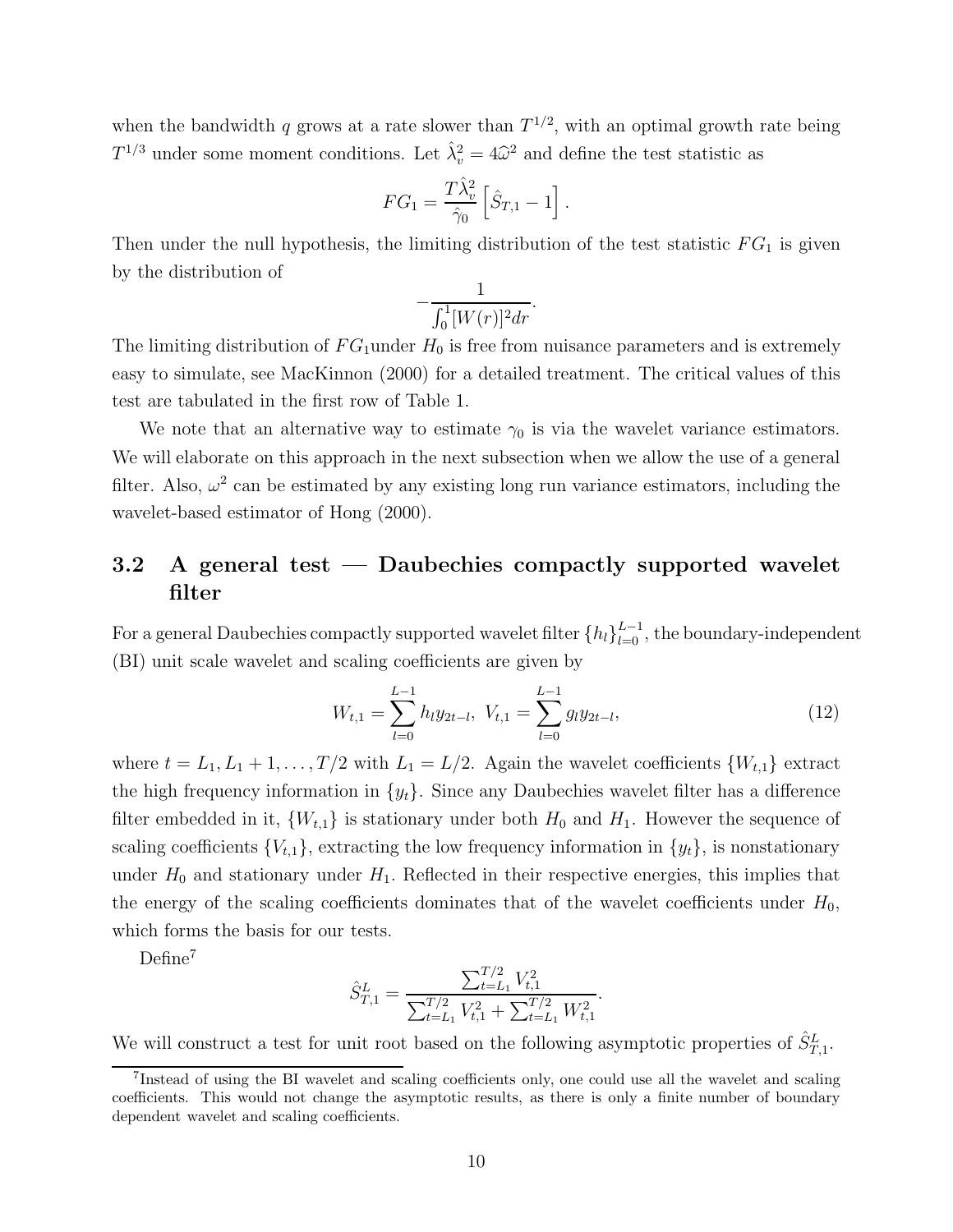when the bandwidth $q$ grows at a rate slower than $T^{1/2}$, with an optimal growth rate being $T^{1/3}$ under some moment conditions. Let $\hat{\lambda}_v^2 = 4\widehat{\omega}^2$ and define the test statistic as

$$FG_1 = \frac{T\hat{\lambda}_v^2}{\hat{\gamma}_0}\left[\hat{S}_{T,1} - 1\right].$$

Then under the null hypothesis, the limiting distribution of the test statistic $FG_1$ is given by the distribution of

$$-\frac{1}{\int_0^1 [W(r)]^2 dr}.$$

The limiting distribution of $FG_1$under $H_0$ is free from nuisance parameters and is extremely easy to simulate, see MacKinnon (2000) for a detailed treatment. The critical values of this test are tabulated in the first row of Table 1.

We note that an alternative way to estimate $\gamma_0$ is via the wavelet variance estimators. We will elaborate on this approach in the next subsection when we allow the use of a general filter. Also, $\omega^2$ can be estimated by any existing long run variance estimators, including the wavelet-based estimator of Hong (2000).

## 3.2 A general test — Daubechies compactly supported wavelet filter

For a general Daubechies compactly supported wavelet filter $\{h_l\}_{l=0}^{L-1}$, the boundary-independent (BI) unit scale wavelet and scaling coefficients are given by

$$W_{t,1} = \sum_{l=0}^{L-1} h_l y_{2t-l},\ V_{t,1} = \sum_{l=0}^{L-1} g_l y_{2t-l}, \tag{12}$$

where $t = L_1, L_1 + 1, \ldots, T/2$ with $L_1 = L/2$. Again the wavelet coefficients $\{W_{t,1}\}$ extract the high frequency information in $\{y_t\}$. Since any Daubechies wavelet filter has a difference filter embedded in it, $\{W_{t,1}\}$ is stationary under both $H_0$ and $H_1$. However the sequence of scaling coefficients $\{V_{t,1}\}$, extracting the low frequency information in $\{y_t\}$, is nonstationary under $H_0$ and stationary under $H_1$. Reflected in their respective energies, this implies that the energy of the scaling coefficients dominates that of the wavelet coefficients under $H_0$, which forms the basis for our tests.

Define[7]

$$\hat{S}_{T,1}^L = \frac{\sum_{t=L_1}^{T/2} V_{t,1}^2}{\sum_{t=L_1}^{T/2} V_{t,1}^2 + \sum_{t=L_1}^{T/2} W_{t,1}^2}.$$

We will construct a test for unit root based on the following asymptotic properties of $\hat{S}_{T,1}^L$.

[7]Instead of using the BI wavelet and scaling coefficients only, one could use all the wavelet and scaling coefficients. This would not change the asymptotic results, as there is only a finite number of boundary dependent wavelet and scaling coefficients.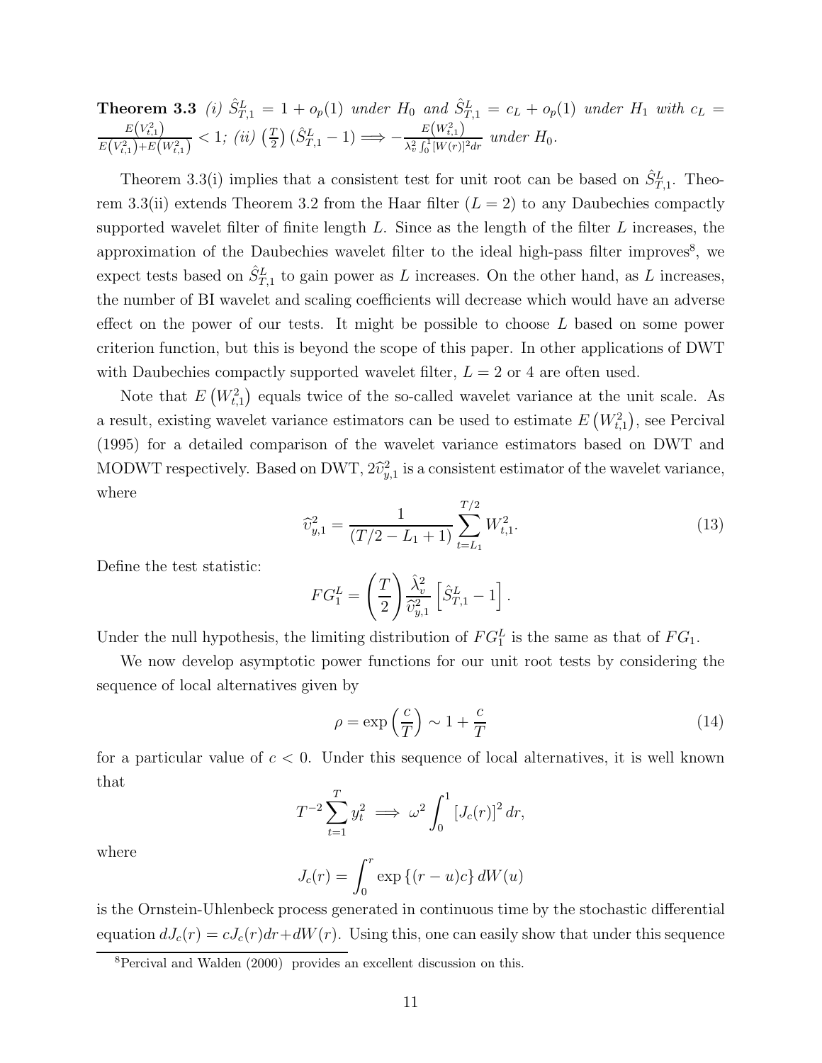**Theorem 3.3** *(i) $\hat{S}_{T,1}^{L} = 1 + o_p(1)$ under $H_0$ and $\hat{S}_{T,1}^{L} = c_L + o_p(1)$ under $H_1$ with $c_L = \frac{E\left(V_{t,1}^2\right)}{E\left(V_{t,1}^2\right)+E\left(W_{t,1}^2\right)} < 1$; (ii) $\left(\frac{T}{2}\right)\left(\hat{S}_{T,1}^{L} - 1\right) \Longrightarrow -\frac{E\left(W_{t,1}^2\right)}{\lambda_v^2 \int_0^1 [W(r)]^2 dr}$ under $H_0$.*

Theorem 3.3(i) implies that a consistent test for unit root can be based on $\hat{S}_{T,1}^{L}$. Theorem 3.3(ii) extends Theorem 3.2 from the Haar filter ($L = 2$) to any Daubechies compactly supported wavelet filter of finite length $L$. Since as the length of the filter $L$ increases, the approximation of the Daubechies wavelet filter to the ideal high-pass filter improves[8], we expect tests based on $\hat{S}_{T,1}^{L}$ to gain power as $L$ increases. On the other hand, as $L$ increases, the number of BI wavelet and scaling coefficients will decrease which would have an adverse effect on the power of our tests. It might be possible to choose $L$ based on some power criterion function, but this is beyond the scope of this paper. In other applications of DWT with Daubechies compactly supported wavelet filter, $L = 2$ or $4$ are often used.

Note that $E\left(W_{t,1}^2\right)$ equals twice of the so-called wavelet variance at the unit scale. As a result, existing wavelet variance estimators can be used to estimate $E\left(W_{t,1}^2\right)$, see Percival (1995) for a detailed comparison of the wavelet variance estimators based on DWT and MODWT respectively. Based on DWT, $2\widehat{\upsilon}_{y,1}^2$ is a consistent estimator of the wavelet variance, where

$$\widehat{\upsilon}_{y,1}^2 = \frac{1}{(T/2 - L_1 + 1)} \sum_{t=L_1}^{T/2} W_{t,1}^2. \tag{13}$$

Define the test statistic:

$$FG_1^L = \left(\frac{T}{2}\right) \frac{\hat{\lambda}_v^2}{\widehat{\upsilon}_{y,1}^2} \left[\hat{S}_{T,1}^{L} - 1\right].$$

Under the null hypothesis, the limiting distribution of $FG_1^L$ is the same as that of $FG_1$.

We now develop asymptotic power functions for our unit root tests by considering the sequence of local alternatives given by

$$\rho = \exp\left(\frac{c}{T}\right) \sim 1 + \frac{c}{T} \tag{14}$$

for a particular value of $c < 0$. Under this sequence of local alternatives, it is well known that

$$T^{-2} \sum_{t=1}^{T} y_t^2 \implies \omega^2 \int_0^1 \left[J_c(r)\right]^2 dr,$$

where

$$J_c(r) = \int_0^r \exp\left\{(r-u)c\right\} dW(u)$$

is the Ornstein-Uhlenbeck process generated in continuous time by the stochastic differential equation $dJ_c(r) = cJ_c(r)dr + dW(r)$. Using this, one can easily show that under this sequence

[8] Percival and Walden (2000) provides an excellent discussion on this.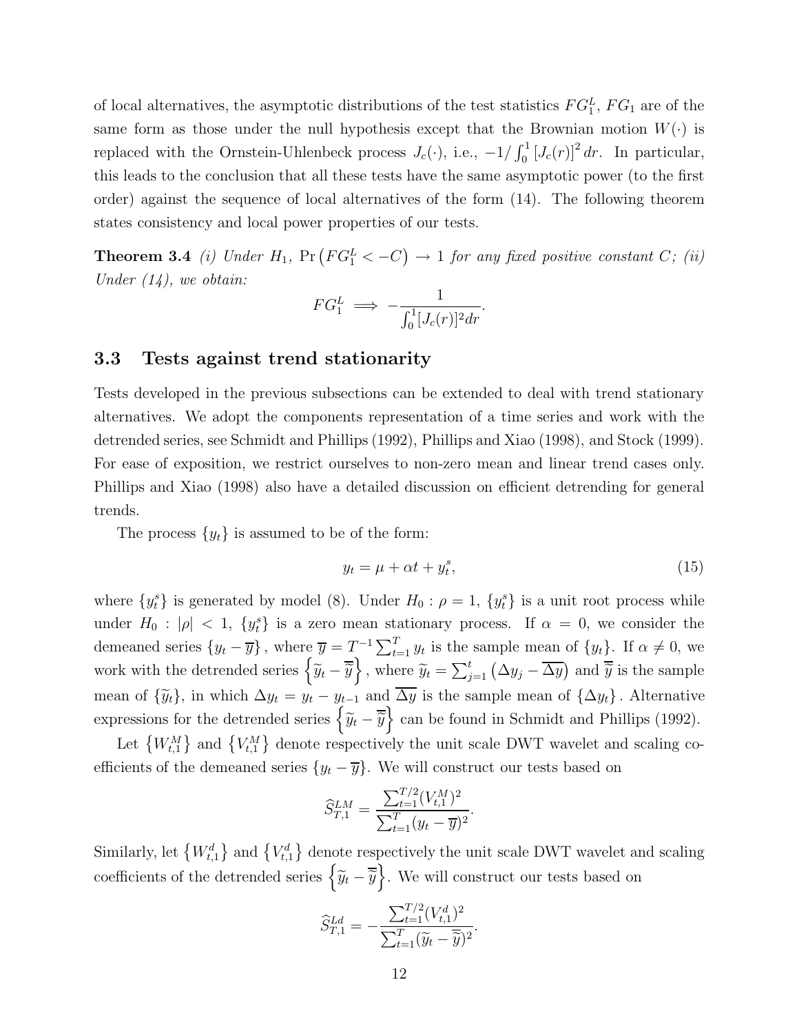of local alternatives, the asymptotic distributions of the test statistics $FG_1^L$, $FG_1$ are of the same form as those under the null hypothesis except that the Brownian motion $W(\cdot)$ is replaced with the Ornstein-Uhlenbeck process $J_c(\cdot)$, i.e., $-1/\int_0^1 [J_c(r)]^2 dr$. In particular, this leads to the conclusion that all these tests have the same asymptotic power (to the first order) against the sequence of local alternatives of the form (14). The following theorem states consistency and local power properties of our tests.

**Theorem 3.4** *(i) Under $H_1$, $\Pr\left(FG_1^L < -C\right) \to 1$ for any fixed positive constant $C$; (ii) Under (14), we obtain:*

$$FG_1^L \implies -\frac{1}{\int_0^1 [J_c(r)]^2 dr}.$$

### 3.3 Tests against trend stationarity

Tests developed in the previous subsections can be extended to deal with trend stationary alternatives. We adopt the components representation of a time series and work with the detrended series, see Schmidt and Phillips (1992), Phillips and Xiao (1998), and Stock (1999). For ease of exposition, we restrict ourselves to non-zero mean and linear trend cases only. Phillips and Xiao (1998) also have a detailed discussion on efficient detrending for general trends.

The process $\{y_t\}$ is assumed to be of the form:

$$y_t = \mu + \alpha t + y_t^s, \tag{15}$$

where $\{y_t^s\}$ is generated by model (8). Under $H_0 : \rho = 1$, $\{y_t^s\}$ is a unit root process while under $H_0 : |\rho| < 1$, $\{y_t^s\}$ is a zero mean stationary process. If $\alpha = 0$, we consider the demeaned series $\{y_t - \overline{y}\}$, where $\overline{y} = T^{-1} \sum_{t=1}^{T} y_t$ is the sample mean of $\{y_t\}$. If $\alpha \neq 0$, we work with the detrended series $\left\{\widetilde{y}_t - \overline{\widetilde{y}}\right\}$, where $\widetilde{y}_t = \sum_{j=1}^{t} \left(\Delta y_j - \overline{\Delta y}\right)$ and $\overline{\widetilde{y}}$ is the sample mean of $\{\widetilde{y}_t\}$, in which $\Delta y_t = y_t - y_{t-1}$ and $\overline{\Delta y}$ is the sample mean of $\{\Delta y_t\}$. Alternative expressions for the detrended series $\left\{\widetilde{y}_t - \overline{\widetilde{y}}\right\}$ can be found in Schmidt and Phillips (1992).

Let $\left\{W_{t,1}^M\right\}$ and $\left\{V_{t,1}^M\right\}$ denote respectively the unit scale DWT wavelet and scaling coefficients of the demeaned series $\{y_t - \overline{y}\}$. We will construct our tests based on

$$\widehat{S}_{T,1}^{LM} = \frac{\sum_{t=1}^{T/2} (V_{t,1}^M)^2}{\sum_{t=1}^{T} (y_t - \overline{y})^2}.$$

Similarly, let $\left\{W_{t,1}^d\right\}$ and $\left\{V_{t,1}^d\right\}$ denote respectively the unit scale DWT wavelet and scaling coefficients of the detrended series $\left\{\widetilde{y}_t - \overline{\widetilde{y}}\right\}$. We will construct our tests based on

$$\widehat{S}_{T,1}^{Ld} = -\frac{\sum_{t=1}^{T/2} (V_{t,1}^d)^2}{\sum_{t=1}^{T} (\widetilde{y}_t - \overline{\widetilde{y}})^2}.$$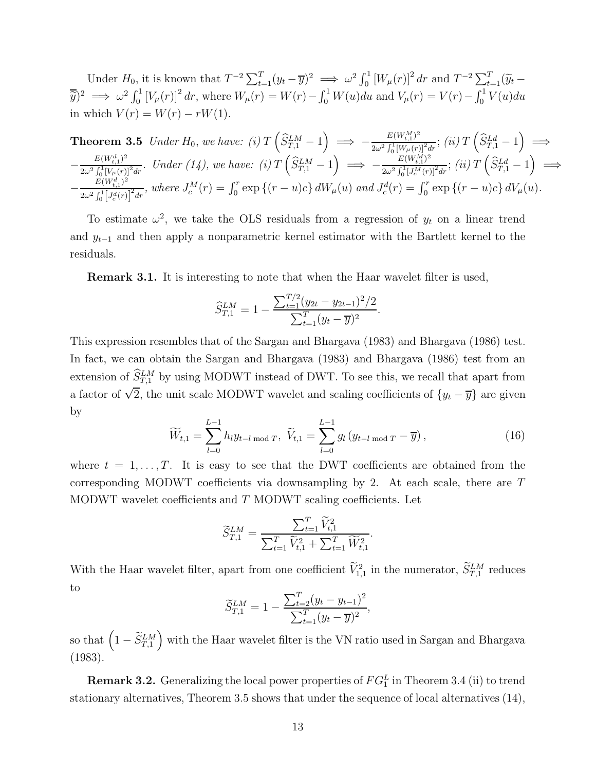Under $H_0$, it is known that $T^{-2}\sum_{t=1}^{T}(y_t-\overline{y})^2 \implies \omega^2\int_0^1 [W_\mu(r)]^2 dr$ and $T^{-2}\sum_{t=1}^{T}(\widetilde{y}_t-\overline{\widetilde{y}})^2 \implies \omega^2\int_0^1 [V_\mu(r)]^2 dr$, where $W_\mu(r)=W(r)-\int_0^1 W(u)du$ and $V_\mu(r)=V(r)-\int_0^1 V(u)du$ in which $V(r)=W(r)-rW(1)$.

**Theorem 3.5** *Under $H_0$, we have: (i) $T\left(\widehat{S}_{T,1}^{LM}-1\right) \implies -\frac{E(W_{t,1}^M)^2}{2\omega^2\int_0^1[W_\mu(r)]^2dr}$; (ii) $T\left(\widehat{S}_{T,1}^{Ld}-1\right) \implies -\frac{E(W_{t,1}^d)^2}{2\omega^2\int_0^1[V_\mu(r)]^2dr}$. Under (14), we have: (i) $T\left(\widehat{S}_{T,1}^{LM}-1\right) \implies -\frac{E(W_{t,1}^M)^2}{2\omega^2\int_0^1[J_c^M(r)]^2dr}$; (ii) $T\left(\widehat{S}_{T,1}^{Ld}-1\right) \implies -\frac{E(W_{t,1}^d)^2}{2\omega^2\int_0^1\left[J_c^d(r)\right]^2dr}$, where $J_c^M(r)=\int_0^r \exp\{(r-u)c\}\,dW_\mu(u)$ and $J_c^d(r)=\int_0^r \exp\{(r-u)c\}\,dV_\mu(u)$.*

To estimate $\omega^2$, we take the OLS residuals from a regression of $y_t$ on a linear trend and $y_{t-1}$ and then apply a nonparametric kernel estimator with the Bartlett kernel to the residuals.

**Remark 3.1.** It is interesting to note that when the Haar wavelet filter is used,

$$\widehat{S}_{T,1}^{LM} = 1-\frac{\sum_{t=1}^{T/2}(y_{2t}-y_{2t-1})^2/2}{\sum_{t=1}^{T}(y_t-\overline{y})^2}.$$

This expression resembles that of the Sargan and Bhargava (1983) and Bhargava (1986) test. In fact, we can obtain the Sargan and Bhargava (1983) and Bhargava (1986) test from an extension of $\widehat{S}_{T,1}^{LM}$ by using MODWT instead of DWT. To see this, we recall that apart from a factor of $\sqrt{2}$, the unit scale MODWT wavelet and scaling coefficients of $\{y_t-\overline{y}\}$ are given by

$$\widetilde{W}_{t,1}=\sum_{l=0}^{L-1} h_l y_{t-l \bmod T},\ \ \widetilde{V}_{t,1}=\sum_{l=0}^{L-1} g_l\left(y_{t-l \bmod T}-\overline{y}\right), \tag{16}$$

where $t=1,\ldots,T$. It is easy to see that the DWT coefficients are obtained from the corresponding MODWT coefficients via downsampling by 2. At each scale, there are $T$ MODWT wavelet coefficients and $T$ MODWT scaling coefficients. Let

$$\widetilde{S}_{T,1}^{LM}=\frac{\sum_{t=1}^{T}\widetilde{V}_{t,1}^2}{\sum_{t=1}^{T}\widetilde{V}_{t,1}^2+\sum_{t=1}^{T}\widetilde{W}_{t,1}^2}.$$

With the Haar wavelet filter, apart from one coefficient $\widetilde{V}_{1,1}^2$ in the numerator, $\widetilde{S}_{T,1}^{LM}$ reduces to

$$\widetilde{S}_{T,1}^{LM}=1-\frac{\sum_{t=2}^{T}(y_t-y_{t-1})^2}{\sum_{t=1}^{T}(y_t-\overline{y})^2},$$

so that $\left(1-\widetilde{S}_{T,1}^{LM}\right)$ with the Haar wavelet filter is the VN ratio used in Sargan and Bhargava (1983).

**Remark 3.2.** Generalizing the local power properties of $FG_1^L$ in Theorem 3.4 (ii) to trend stationary alternatives, Theorem 3.5 shows that under the sequence of local alternatives (14),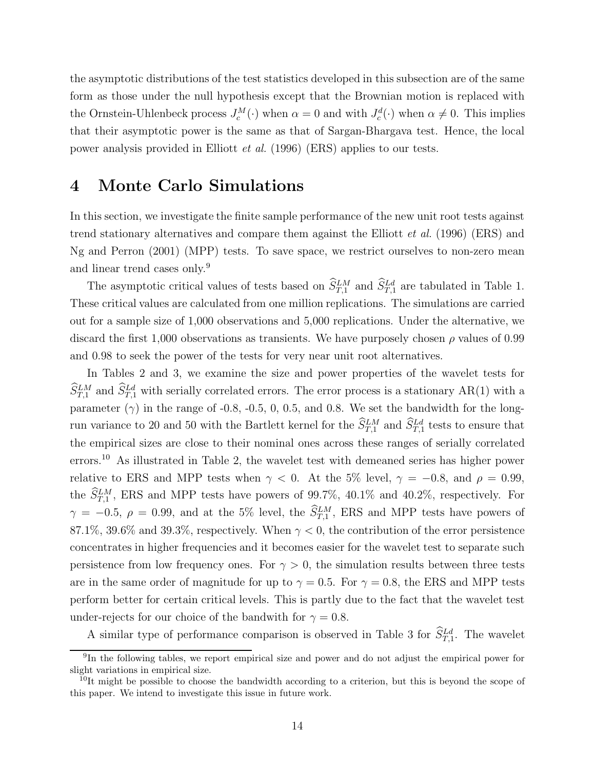the asymptotic distributions of the test statistics developed in this subsection are of the same form as those under the null hypothesis except that the Brownian motion is replaced with the Ornstein-Uhlenbeck process $J_c^M(\cdot)$ when $\alpha = 0$ and with $J_c^d(\cdot)$ when $\alpha \neq 0$. This implies that their asymptotic power is the same as that of Sargan-Bhargava test. Hence, the local power analysis provided in Elliott *et al.* (1996) (ERS) applies to our tests.

# 4 Monte Carlo Simulations

In this section, we investigate the finite sample performance of the new unit root tests against trend stationary alternatives and compare them against the Elliott *et al.* (1996) (ERS) and Ng and Perron (2001) (MPP) tests. To save space, we restrict ourselves to non-zero mean and linear trend cases only.[9]

The asymptotic critical values of tests based on $\widehat{S}_{T,1}^{LM}$ and $\widehat{S}_{T,1}^{Ld}$ are tabulated in Table 1. These critical values are calculated from one million replications. The simulations are carried out for a sample size of 1,000 observations and 5,000 replications. Under the alternative, we discard the first 1,000 observations as transients. We have purposely chosen $\rho$ values of 0.99 and 0.98 to seek the power of the tests for very near unit root alternatives.

In Tables 2 and 3, we examine the size and power properties of the wavelet tests for $\widehat{S}_{T,1}^{LM}$ and $\widehat{S}_{T,1}^{Ld}$ with serially correlated errors. The error process is a stationary AR(1) with a parameter ($\gamma$) in the range of -0.8, -0.5, 0, 0.5, and 0.8. We set the bandwidth for the long-run variance to 20 and 50 with the Bartlett kernel for the $\widehat{S}_{T,1}^{LM}$ and $\widehat{S}_{T,1}^{Ld}$ tests to ensure that the empirical sizes are close to their nominal ones across these ranges of serially correlated errors.[10] As illustrated in Table 2, the wavelet test with demeaned series has higher power relative to ERS and MPP tests when $\gamma < 0$. At the 5% level, $\gamma = -0.8$, and $\rho = 0.99$, the $\widehat{S}_{T,1}^{LM}$, ERS and MPP tests have powers of 99.7%, 40.1% and 40.2%, respectively. For $\gamma = -0.5$, $\rho = 0.99$, and at the 5% level, the $\widehat{S}_{T,1}^{LM}$, ERS and MPP tests have powers of 87.1%, 39.6% and 39.3%, respectively. When $\gamma < 0$, the contribution of the error persistence concentrates in higher frequencies and it becomes easier for the wavelet test to separate such persistence from low frequency ones. For $\gamma > 0$, the simulation results between three tests are in the same order of magnitude for up to $\gamma = 0.5$. For $\gamma = 0.8$, the ERS and MPP tests perform better for certain critical levels. This is partly due to the fact that the wavelet test under-rejects for our choice of the bandwith for $\gamma = 0.8$.

A similar type of performance comparison is observed in Table 3 for $\widehat{S}_{T,1}^{Ld}$. The wavelet

[9] In the following tables, we report empirical size and power and do not adjust the empirical power for slight variations in empirical size.

[10] It might be possible to choose the bandwidth according to a criterion, but this is beyond the scope of this paper. We intend to investigate this issue in future work.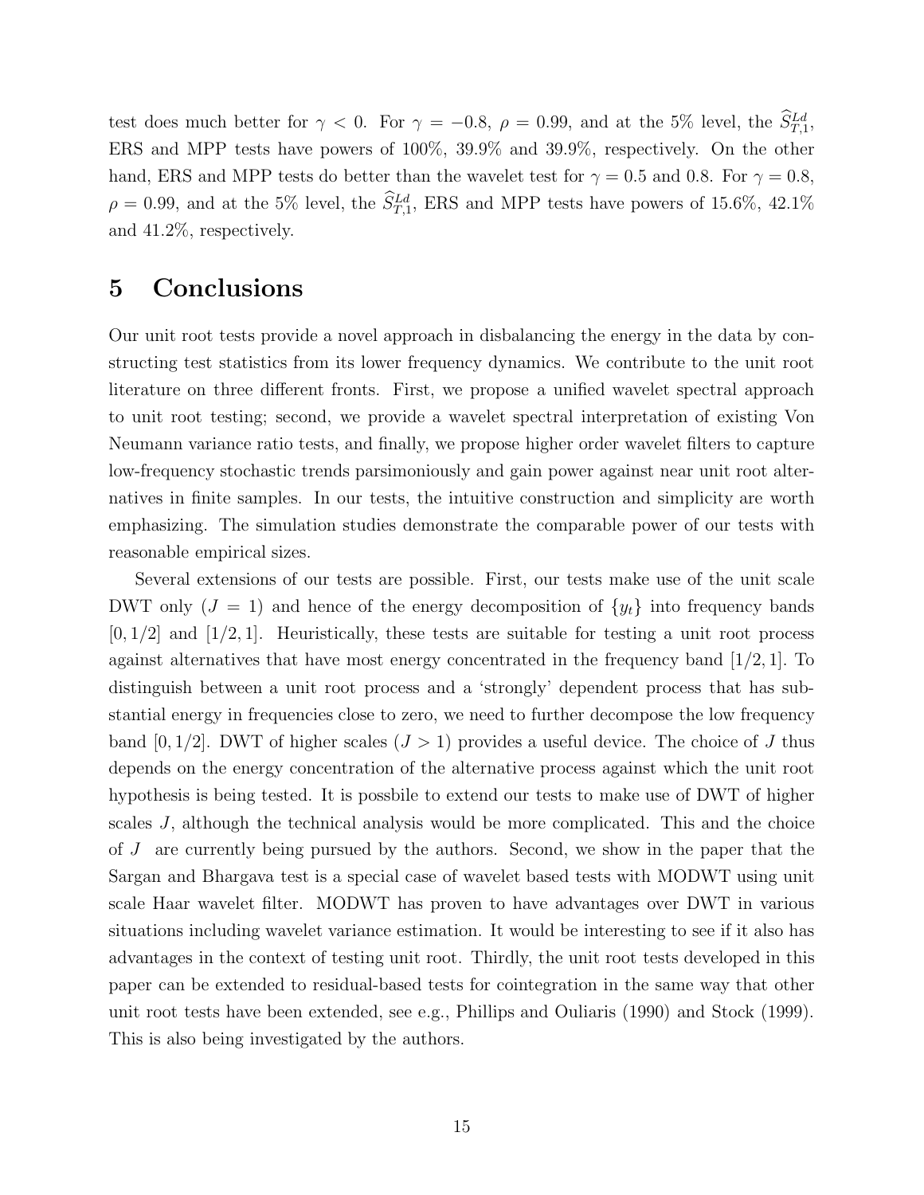test does much better for $\gamma < 0$. For $\gamma = -0.8$, $\rho = 0.99$, and at the 5% level, the $\widehat{S}_{T,1}^{Ld}$, ERS and MPP tests have powers of 100%, 39.9% and 39.9%, respectively. On the other hand, ERS and MPP tests do better than the wavelet test for $\gamma = 0.5$ and 0.8. For $\gamma = 0.8$, $\rho = 0.99$, and at the 5% level, the $\widehat{S}_{T,1}^{Ld}$, ERS and MPP tests have powers of 15.6%, 42.1% and 41.2%, respectively.

# 5 Conclusions

Our unit root tests provide a novel approach in disbalancing the energy in the data by constructing test statistics from its lower frequency dynamics. We contribute to the unit root literature on three different fronts. First, we propose a unified wavelet spectral approach to unit root testing; second, we provide a wavelet spectral interpretation of existing Von Neumann variance ratio tests, and finally, we propose higher order wavelet filters to capture low-frequency stochastic trends parsimoniously and gain power against near unit root alternatives in finite samples. In our tests, the intuitive construction and simplicity are worth emphasizing. The simulation studies demonstrate the comparable power of our tests with reasonable empirical sizes.

Several extensions of our tests are possible. First, our tests make use of the unit scale DWT only ($J = 1$) and hence of the energy decomposition of $\{y_t\}$ into frequency bands $[0, 1/2]$ and $[1/2, 1]$. Heuristically, these tests are suitable for testing a unit root process against alternatives that have most energy concentrated in the frequency band $[1/2, 1]$. To distinguish between a unit root process and a 'strongly' dependent process that has substantial energy in frequencies close to zero, we need to further decompose the low frequency band $[0, 1/2]$. DWT of higher scales ($J > 1$) provides a useful device. The choice of $J$ thus depends on the energy concentration of the alternative process against which the unit root hypothesis is being tested. It is possbile to extend our tests to make use of DWT of higher scales $J$, although the technical analysis would be more complicated. This and the choice of $J$ are currently being pursued by the authors. Second, we show in the paper that the Sargan and Bhargava test is a special case of wavelet based tests with MODWT using unit scale Haar wavelet filter. MODWT has proven to have advantages over DWT in various situations including wavelet variance estimation. It would be interesting to see if it also has advantages in the context of testing unit root. Thirdly, the unit root tests developed in this paper can be extended to residual-based tests for cointegration in the same way that other unit root tests have been extended, see e.g., Phillips and Ouliaris (1990) and Stock (1999). This is also being investigated by the authors.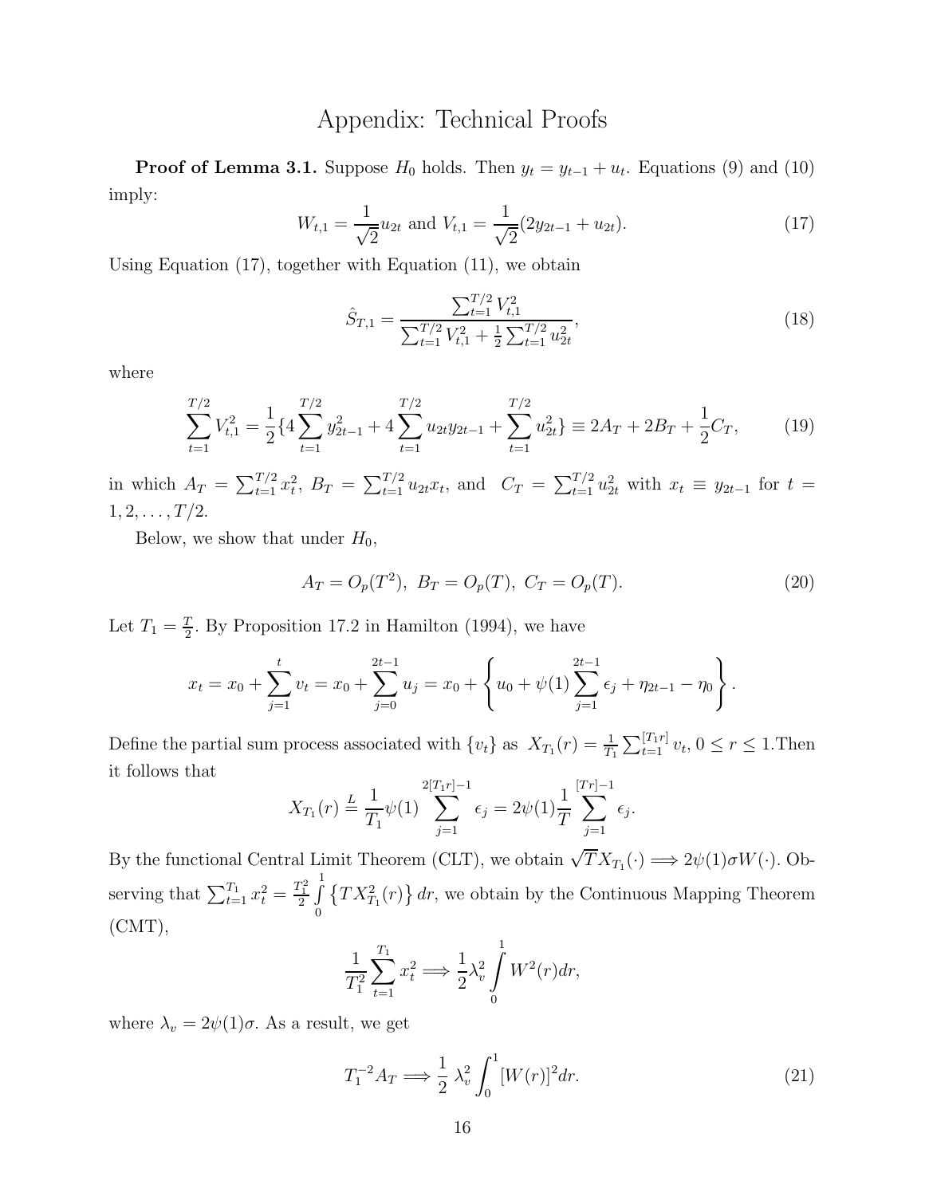# Appendix: Technical Proofs

**Proof of Lemma 3.1.** Suppose $H_0$ holds. Then $y_t = y_{t-1} + u_t$. Equations (9) and (10) imply:

$$W_{t,1} = \frac{1}{\sqrt{2}} u_{2t} \text{ and } V_{t,1} = \frac{1}{\sqrt{2}}(2y_{2t-1} + u_{2t}). \tag{17}$$

Using Equation (17), together with Equation (11), we obtain

$$\hat{S}_{T,1} = \frac{\sum_{t=1}^{T/2} V_{t,1}^2}{\sum_{t=1}^{T/2} V_{t,1}^2 + \frac{1}{2}\sum_{t=1}^{T/2} u_{2t}^2}, \tag{18}$$

where

$$\sum_{t=1}^{T/2} V_{t,1}^2 = \frac{1}{2}\{4\sum_{t=1}^{T/2} y_{2t-1}^2 + 4\sum_{t=1}^{T/2} u_{2t}y_{2t-1} + \sum_{t=1}^{T/2} u_{2t}^2\} \equiv 2A_T + 2B_T + \frac{1}{2}C_T, \tag{19}$$

in which $A_T = \sum_{t=1}^{T/2} x_t^2$, $B_T = \sum_{t=1}^{T/2} u_{2t}x_t$, and $C_T = \sum_{t=1}^{T/2} u_{2t}^2$ with $x_t \equiv y_{2t-1}$ for $t = 1, 2, \ldots, T/2$.

Below, we show that under $H_0$,

$$A_T = O_p(T^2),\ B_T = O_p(T),\ C_T = O_p(T). \tag{20}$$

Let $T_1 = \frac{T}{2}$. By Proposition 17.2 in Hamilton (1994), we have

$$x_t = x_0 + \sum_{j=1}^{t} v_t = x_0 + \sum_{j=0}^{2t-1} u_j = x_0 + \left\{ u_0 + \psi(1)\sum_{j=1}^{2t-1} \epsilon_j + \eta_{2t-1} - \eta_0 \right\}.$$

Define the partial sum process associated with $\{v_t\}$ as $X_{T_1}(r) = \frac{1}{T_1}\sum_{t=1}^{[T_1 r]} v_t$, $0 \le r \le 1$.Then it follows that

$$X_{T_1}(r) \overset{L}{=} \frac{1}{T_1}\psi(1) \sum_{j=1}^{2[T_1 r]-1} \epsilon_j = 2\psi(1)\frac{1}{T}\sum_{j=1}^{[Tr]-1} \epsilon_j.$$

By the functional Central Limit Theorem (CLT), we obtain $\sqrt{T}X_{T_1}(\cdot) \Longrightarrow 2\psi(1)\sigma W(\cdot)$. Observing that $\sum_{t=1}^{T_1} x_t^2 = \frac{T_1^2}{2}\int_0^1 \left\{TX_{T_1}^2(r)\right\} dr$, we obtain by the Continuous Mapping Theorem (CMT),

$$\frac{1}{T_1^2}\sum_{t=1}^{T_1} x_t^2 \Longrightarrow \frac{1}{2}\lambda_v^2 \int_0^1 W^2(r)dr,$$

where $\lambda_v = 2\psi(1)\sigma$. As a result, we get

$$T_1^{-2}A_T \Longrightarrow \frac{1}{2}\,\lambda_v^2 \int_0^1 [W(r)]^2 dr. \tag{21}$$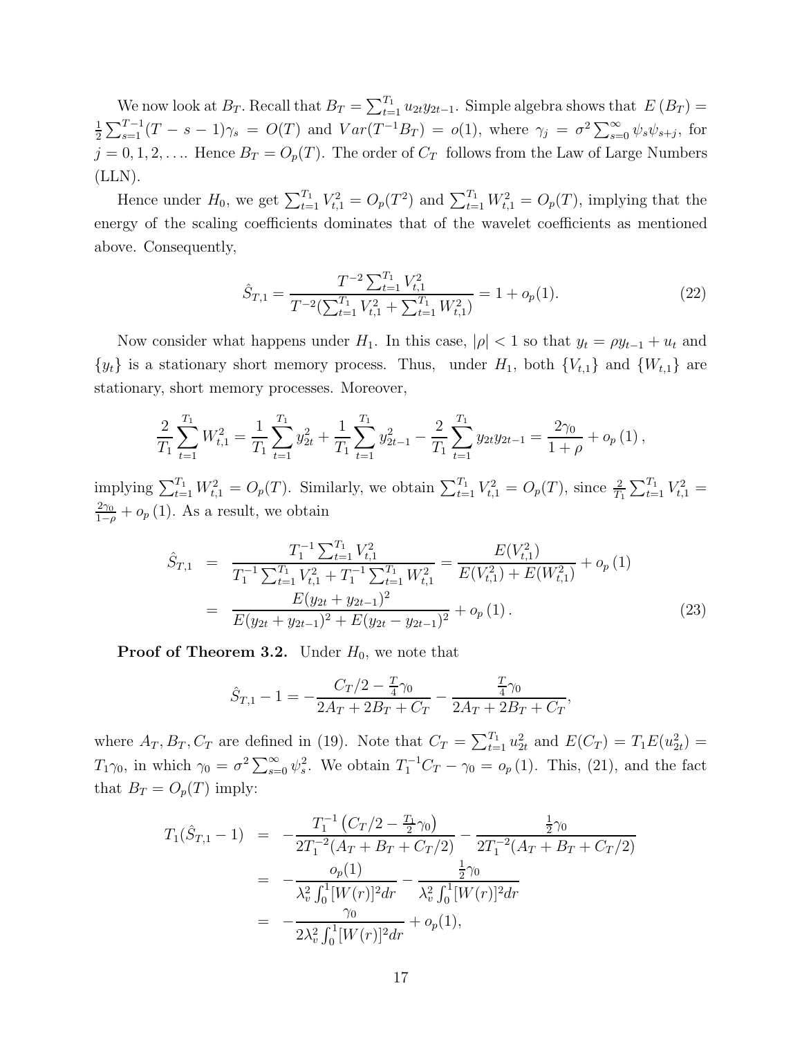We now look at $B_T$. Recall that $B_T = \sum_{t=1}^{T_1} u_{2t} y_{2t-1}$. Simple algebra shows that $E(B_T) = \frac{1}{2}\sum_{s=1}^{T-1}(T-s-1)\gamma_s = O(T)$ and $Var(T^{-1}B_T) = o(1)$, where $\gamma_j = \sigma^2 \sum_{s=0}^{\infty} \psi_s \psi_{s+j}$, for $j = 0, 1, 2, \ldots$. Hence $B_T = O_p(T)$. The order of $C_T$ follows from the Law of Large Numbers (LLN).

Hence under $H_0$, we get $\sum_{t=1}^{T_1} V_{t,1}^2 = O_p(T^2)$ and $\sum_{t=1}^{T_1} W_{t,1}^2 = O_p(T)$, implying that the energy of the scaling coefficients dominates that of the wavelet coefficients as mentioned above. Consequently,

$$\hat{S}_{T,1} = \frac{T^{-2}\sum_{t=1}^{T_1} V_{t,1}^2}{T^{-2}(\sum_{t=1}^{T_1} V_{t,1}^2 + \sum_{t=1}^{T_1} W_{t,1}^2)} = 1 + o_p(1). \tag{22}$$

Now consider what happens under $H_1$. In this case, $|\rho| < 1$ so that $y_t = \rho y_{t-1} + u_t$ and $\{y_t\}$ is a stationary short memory process. Thus, under $H_1$, both $\{V_{t,1}\}$ and $\{W_{t,1}\}$ are stationary, short memory processes. Moreover,

$$\frac{2}{T_1}\sum_{t=1}^{T_1} W_{t,1}^2 = \frac{1}{T_1}\sum_{t=1}^{T_1} y_{2t}^2 + \frac{1}{T_1}\sum_{t=1}^{T_1} y_{2t-1}^2 - \frac{2}{T_1}\sum_{t=1}^{T_1} y_{2t}y_{2t-1} = \frac{2\gamma_0}{1+\rho} + o_p(1),$$

implying $\sum_{t=1}^{T_1} W_{t,1}^2 = O_p(T)$. Similarly, we obtain $\sum_{t=1}^{T_1} V_{t,1}^2 = O_p(T)$, since $\frac{2}{T_1}\sum_{t=1}^{T_1} V_{t,1}^2 = \frac{2\gamma_0}{1-\rho} + o_p(1)$. As a result, we obtain

$$\begin{aligned}
\hat{S}_{T,1} &= \frac{T_1^{-1}\sum_{t=1}^{T_1} V_{t,1}^2}{T_1^{-1}\sum_{t=1}^{T_1} V_{t,1}^2 + T_1^{-1}\sum_{t=1}^{T_1} W_{t,1}^2} = \frac{E(V_{t,1}^2)}{E(V_{t,1}^2) + E(W_{t,1}^2)} + o_p(1) \\
&= \frac{E(y_{2t} + y_{2t-1})^2}{E(y_{2t} + y_{2t-1})^2 + E(y_{2t} - y_{2t-1})^2} + o_p(1).
\end{aligned} \tag{23}$$

**Proof of Theorem 3.2.** Under $H_0$, we note that

$$\hat{S}_{T,1} - 1 = -\frac{C_T/2 - \frac{T}{4}\gamma_0}{2A_T + 2B_T + C_T} - \frac{\frac{T}{4}\gamma_0}{2A_T + 2B_T + C_T},$$

where $A_T, B_T, C_T$ are defined in (19). Note that $C_T = \sum_{t=1}^{T_1} u_{2t}^2$ and $E(C_T) = T_1 E(u_{2t}^2) = T_1\gamma_0$, in which $\gamma_0 = \sigma^2\sum_{s=0}^{\infty}\psi_s^2$. We obtain $T_1^{-1}C_T - \gamma_0 = o_p(1)$. This, (21), and the fact that $B_T = O_p(T)$ imply:

$$\begin{aligned}
T_1(\hat{S}_{T,1} - 1) &= -\frac{T_1^{-1}\left(C_T/2 - \frac{T_1}{2}\gamma_0\right)}{2T_1^{-2}(A_T + B_T + C_T/2)} - \frac{\frac{1}{2}\gamma_0}{2T_1^{-2}(A_T + B_T + C_T/2)} \\
&= -\frac{o_p(1)}{\lambda_v^2\int_0^1 [W(r)]^2 dr} - \frac{\frac{1}{2}\gamma_0}{\lambda_v^2\int_0^1 [W(r)]^2 dr} \\
&= -\frac{\gamma_0}{2\lambda_v^2\int_0^1 [W(r)]^2 dr} + o_p(1),
\end{aligned}$$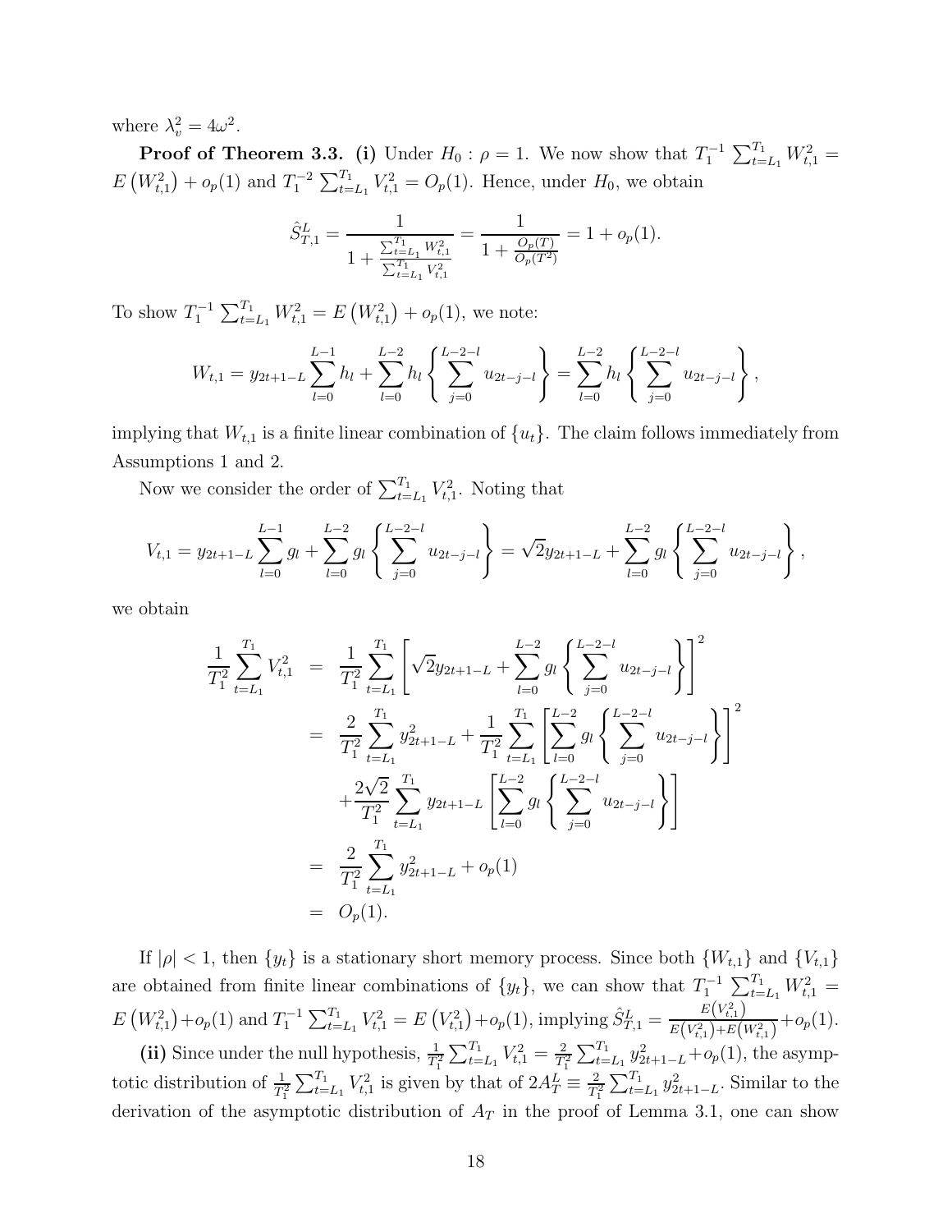where $\lambda_v^2 = 4\omega^2$.

**Proof of Theorem 3.3.** **(i)** Under $H_0 : \rho = 1$. We now show that $T_1^{-1} \sum_{t=L_1}^{T_1} W_{t,1}^2 = E\left(W_{t,1}^2\right) + o_p(1)$ and $T_1^{-2} \sum_{t=L_1}^{T_1} V_{t,1}^2 = O_p(1)$. Hence, under $H_0$, we obtain

$$\hat{S}_{T,1}^L = \frac{1}{1 + \frac{\sum_{t=L_1}^{T_1} W_{t,1}^2}{\sum_{t=L_1}^{T_1} V_{t,1}^2}} = \frac{1}{1 + \frac{O_p(T)}{O_p(T^2)}} = 1 + o_p(1).$$

To show $T_1^{-1} \sum_{t=L_1}^{T_1} W_{t,1}^2 = E\left(W_{t,1}^2\right) + o_p(1)$, we note:

$$W_{t,1} = y_{2t+1-L} \sum_{l=0}^{L-1} h_l + \sum_{l=0}^{L-2} h_l \left\{ \sum_{j=0}^{L-2-l} u_{2t-j-l} \right\} = \sum_{l=0}^{L-2} h_l \left\{ \sum_{j=0}^{L-2-l} u_{2t-j-l} \right\},$$

implying that $W_{t,1}$ is a finite linear combination of $\{u_t\}$. The claim follows immediately from Assumptions 1 and 2.

Now we consider the order of $\sum_{t=L_1}^{T_1} V_{t,1}^2$. Noting that

$$V_{t,1} = y_{2t+1-L} \sum_{l=0}^{L-1} g_l + \sum_{l=0}^{L-2} g_l \left\{ \sum_{j=0}^{L-2-l} u_{2t-j-l} \right\} = \sqrt{2} y_{2t+1-L} + \sum_{l=0}^{L-2} g_l \left\{ \sum_{j=0}^{L-2-l} u_{2t-j-l} \right\},$$

we obtain

$$\begin{aligned}
\frac{1}{T_1^2} \sum_{t=L_1}^{T_1} V_{t,1}^2 &= \frac{1}{T_1^2} \sum_{t=L_1}^{T_1} \left[ \sqrt{2} y_{2t+1-L} + \sum_{l=0}^{L-2} g_l \left\{ \sum_{j=0}^{L-2-l} u_{2t-j-l} \right\} \right]^2 \\
&= \frac{2}{T_1^2} \sum_{t=L_1}^{T_1} y_{2t+1-L}^2 + \frac{1}{T_1^2} \sum_{t=L_1}^{T_1} \left[ \sum_{l=0}^{L-2} g_l \left\{ \sum_{j=0}^{L-2-l} u_{2t-j-l} \right\} \right]^2 \\
&\quad + \frac{2\sqrt{2}}{T_1^2} \sum_{t=L_1}^{T_1} y_{2t+1-L} \left[ \sum_{l=0}^{L-2} g_l \left\{ \sum_{j=0}^{L-2-l} u_{2t-j-l} \right\} \right] \\
&= \frac{2}{T_1^2} \sum_{t=L_1}^{T_1} y_{2t+1-L}^2 + o_p(1) \\
&= O_p(1).
\end{aligned}$$

If $|\rho| < 1$, then $\{y_t\}$ is a stationary short memory process. Since both $\{W_{t,1}\}$ and $\{V_{t,1}\}$ are obtained from finite linear combinations of $\{y_t\}$, we can show that $T_1^{-1} \sum_{t=L_1}^{T_1} W_{t,1}^2 = E\left(W_{t,1}^2\right) + o_p(1)$ and $T_1^{-1} \sum_{t=L_1}^{T_1} V_{t,1}^2 = E\left(V_{t,1}^2\right) + o_p(1)$, implying $\hat{S}_{T,1}^L = \frac{E\left(V_{t,1}^2\right)}{E\left(V_{t,1}^2\right) + E\left(W_{t,1}^2\right)} + o_p(1)$.

**(ii)** Since under the null hypothesis, $\frac{1}{T_1^2} \sum_{t=L_1}^{T_1} V_{t,1}^2 = \frac{2}{T_1^2} \sum_{t=L_1}^{T_1} y_{2t+1-L}^2 + o_p(1)$, the asymptotic distribution of $\frac{1}{T_1^2} \sum_{t=L_1}^{T_1} V_{t,1}^2$ is given by that of $2A_T^L \equiv \frac{2}{T_1^2} \sum_{t=L_1}^{T_1} y_{2t+1-L}^2$. Similar to the derivation of the asymptotic distribution of $A_T$ in the proof of Lemma 3.1, one can show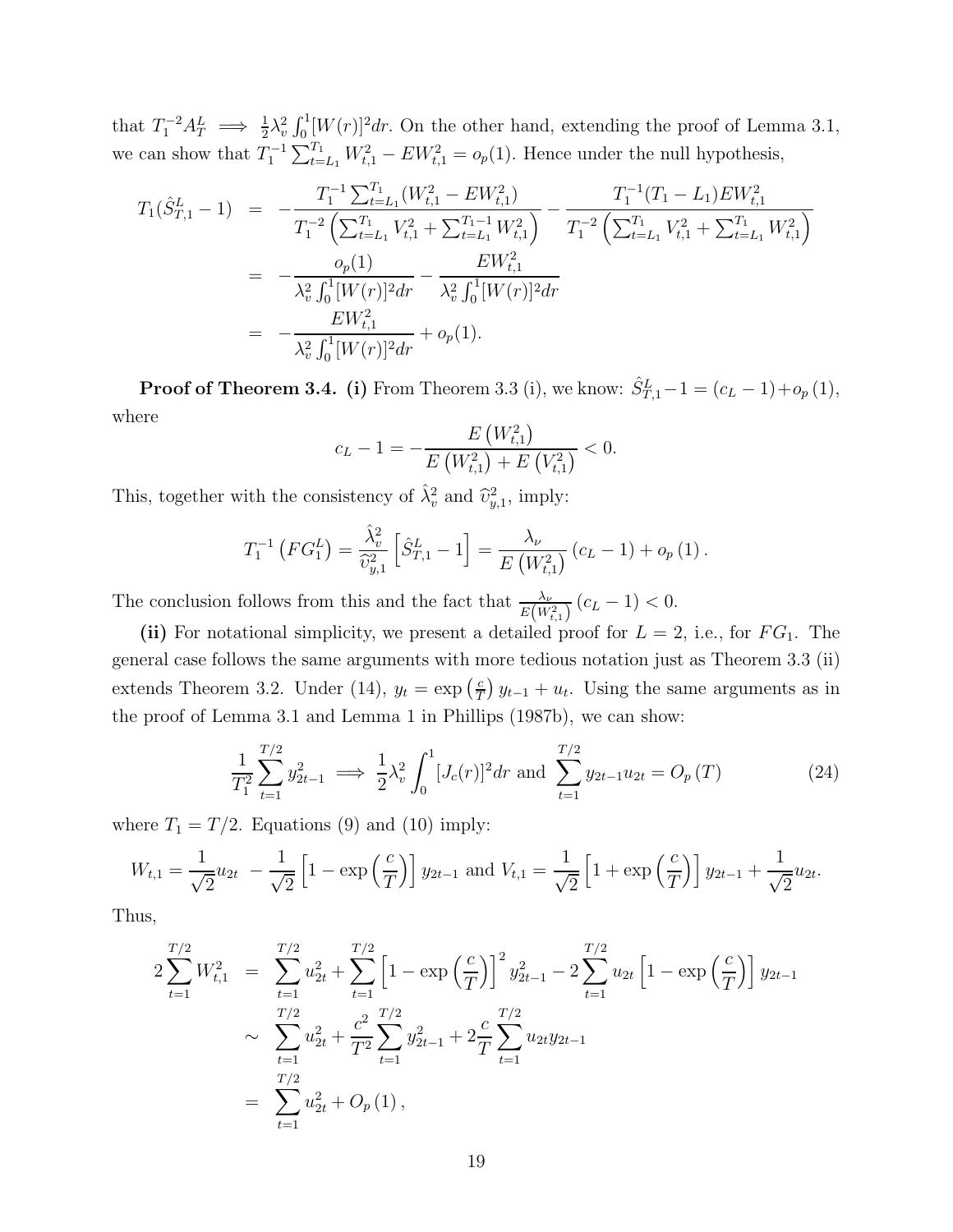that $T_1^{-2} A_T^L \implies \frac{1}{2}\lambda_v^2 \int_0^1 [W(r)]^2 dr$. On the other hand, extending the proof of Lemma 3.1, we can show that $T_1^{-1} \sum_{t=L_1}^{T_1} W_{t,1}^2 - EW_{t,1}^2 = o_p(1)$. Hence under the null hypothesis,

$$
\begin{aligned}
T_1(\hat{S}_{T,1}^L - 1) &= -\frac{T_1^{-1}\sum_{t=L_1}^{T_1}(W_{t,1}^2 - EW_{t,1}^2)}{T_1^{-2}\left(\sum_{t=L_1}^{T_1} V_{t,1}^2 + \sum_{t=L_1}^{T_1-1} W_{t,1}^2\right)} - \frac{T_1^{-1}(T_1 - L_1)EW_{t,1}^2}{T_1^{-2}\left(\sum_{t=L_1}^{T_1} V_{t,1}^2 + \sum_{t=L_1}^{T_1} W_{t,1}^2\right)} \\
&= -\frac{o_p(1)}{\lambda_v^2 \int_0^1 [W(r)]^2 dr} - \frac{EW_{t,1}^2}{\lambda_v^2 \int_0^1 [W(r)]^2 dr} \\
&= -\frac{EW_{t,1}^2}{\lambda_v^2 \int_0^1 [W(r)]^2 dr} + o_p(1).
\end{aligned}
$$

**Proof of Theorem 3.4. (i)** From Theorem 3.3 (i), we know: $\hat{S}_{T,1}^L - 1 = (c_L - 1) + o_p(1)$, where

$$
c_L - 1 = -\frac{E\left(W_{t,1}^2\right)}{E\left(W_{t,1}^2\right) + E\left(V_{t,1}^2\right)} < 0.
$$

This, together with the consistency of $\hat{\lambda}_v^2$ and $\widehat{\upsilon}_{y,1}^2$, imply:

$$
T_1^{-1}\left(FG_1^L\right) = \frac{\hat{\lambda}_v^2}{\widehat{\upsilon}_{y,1}^2}\left[\hat{S}_{T,1}^L - 1\right] = \frac{\lambda_\nu}{E\left(W_{t,1}^2\right)}\left(c_L - 1\right) + o_p\left(1\right).
$$

The conclusion follows from this and the fact that $\frac{\lambda_\nu}{E\left(W_{t,1}^2\right)}\left(c_L - 1\right) < 0$.

**(ii)** For notational simplicity, we present a detailed proof for $L = 2$, i.e., for $FG_1$. The general case follows the same arguments with more tedious notation just as Theorem 3.3 (ii) extends Theorem 3.2. Under (14), $y_t = \exp\left(\frac{c}{T}\right) y_{t-1} + u_t$. Using the same arguments as in the proof of Lemma 3.1 and Lemma 1 in Phillips (1987b), we can show:

$$
\frac{1}{T_1^2}\sum_{t=1}^{T/2} y_{2t-1}^2 \implies \frac{1}{2}\lambda_v^2 \int_0^1 [J_c(r)]^2 dr \text{ and } \sum_{t=1}^{T/2} y_{2t-1}u_{2t} = O_p\left(T\right) \tag{24}
$$

where $T_1 = T/2$. Equations (9) and (10) imply:

$$
W_{t,1} = \frac{1}{\sqrt{2}}u_{2t} - \frac{1}{\sqrt{2}}\left[1 - \exp\left(\frac{c}{T}\right)\right] y_{2t-1} \text{ and } V_{t,1} = \frac{1}{\sqrt{2}}\left[1 + \exp\left(\frac{c}{T}\right)\right] y_{2t-1} + \frac{1}{\sqrt{2}}u_{2t}.
$$

Thus,

$$
\begin{aligned}
2\sum_{t=1}^{T/2} W_{t,1}^2 &= \sum_{t=1}^{T/2} u_{2t}^2 + \sum_{t=1}^{T/2}\left[1 - \exp\left(\frac{c}{T}\right)\right]^2 y_{2t-1}^2 - 2\sum_{t=1}^{T/2} u_{2t}\left[1 - \exp\left(\frac{c}{T}\right)\right] y_{2t-1} \\
&\sim \sum_{t=1}^{T/2} u_{2t}^2 + \frac{c^2}{T^2}\sum_{t=1}^{T/2} y_{2t-1}^2 + 2\frac{c}{T}\sum_{t=1}^{T/2} u_{2t}y_{2t-1} \\
&= \sum_{t=1}^{T/2} u_{2t}^2 + O_p\left(1\right),
\end{aligned}
$$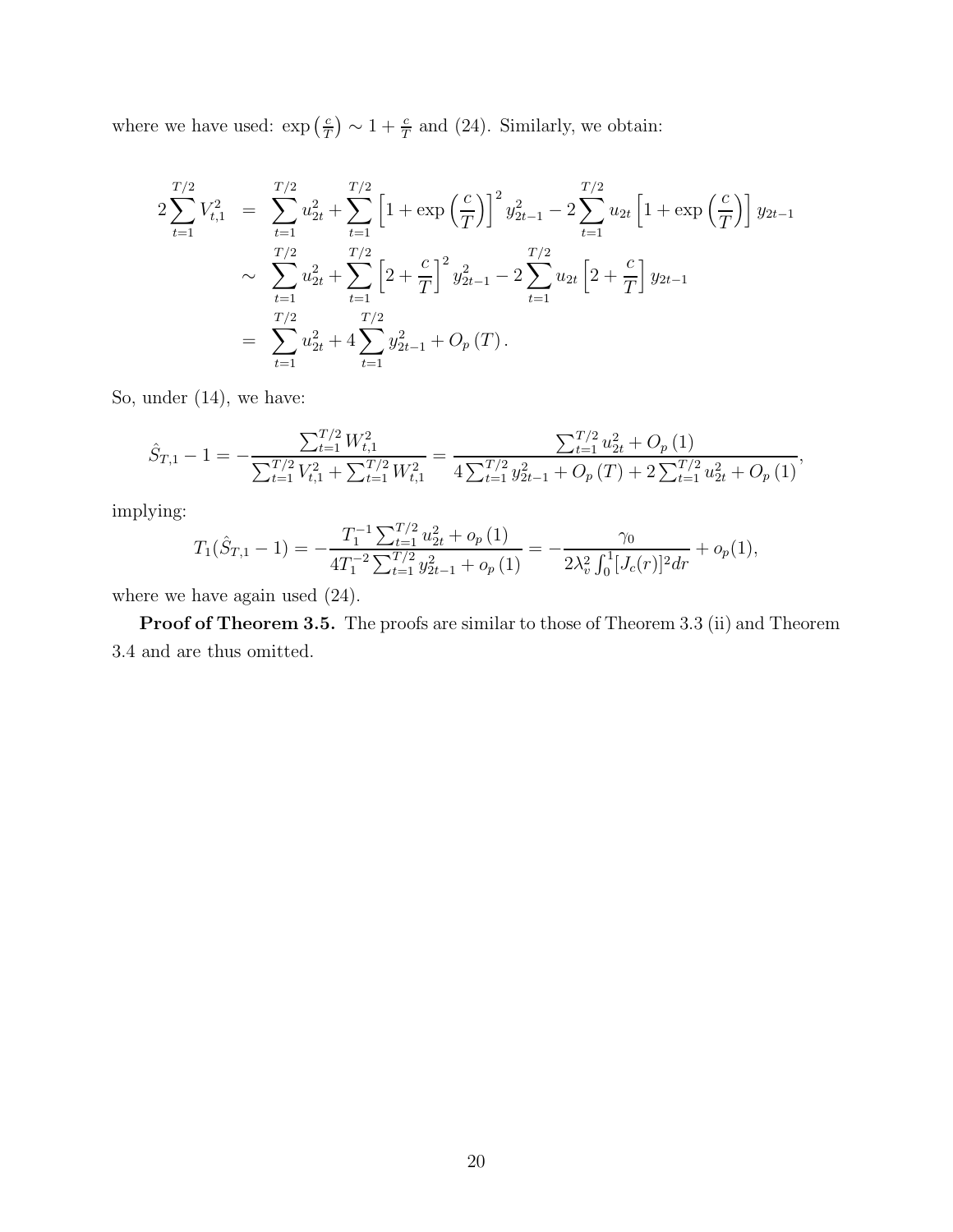where we have used: $\exp\left(\frac{c}{T}\right) \sim 1 + \frac{c}{T}$ and (24). Similarly, we obtain:

$$
\begin{aligned}
2\sum_{t=1}^{T/2} V_{t,1}^2 &= \sum_{t=1}^{T/2} u_{2t}^2 + \sum_{t=1}^{T/2} \left[1 + \exp\left(\frac{c}{T}\right)\right]^2 y_{2t-1}^2 - 2\sum_{t=1}^{T/2} u_{2t}\left[1 + \exp\left(\frac{c}{T}\right)\right] y_{2t-1} \\
&\sim \sum_{t=1}^{T/2} u_{2t}^2 + \sum_{t=1}^{T/2} \left[2 + \frac{c}{T}\right]^2 y_{2t-1}^2 - 2\sum_{t=1}^{T/2} u_{2t}\left[2 + \frac{c}{T}\right] y_{2t-1} \\
&= \sum_{t=1}^{T/2} u_{2t}^2 + 4\sum_{t=1}^{T/2} y_{2t-1}^2 + O_p(T).
\end{aligned}
$$

So, under (14), we have:

$$
\hat{S}_{T,1} - 1 = -\frac{\sum_{t=1}^{T/2} W_{t,1}^2}{\sum_{t=1}^{T/2} V_{t,1}^2 + \sum_{t=1}^{T/2} W_{t,1}^2} = \frac{\sum_{t=1}^{T/2} u_{2t}^2 + O_p(1)}{4\sum_{t=1}^{T/2} y_{2t-1}^2 + O_p(T) + 2\sum_{t=1}^{T/2} u_{2t}^2 + O_p(1)},
$$

implying:

$$
T_1(\hat{S}_{T,1} - 1) = -\frac{T_1^{-1}\sum_{t=1}^{T/2} u_{2t}^2 + o_p(1)}{4T_1^{-2}\sum_{t=1}^{T/2} y_{2t-1}^2 + o_p(1)} = -\frac{\gamma_0}{2\lambda_v^2 \int_0^1 [J_c(r)]^2 dr} + o_p(1),
$$

where we have again used (24).

**Proof of Theorem 3.5.** The proofs are similar to those of Theorem 3.3 (ii) and Theorem 3.4 and are thus omitted.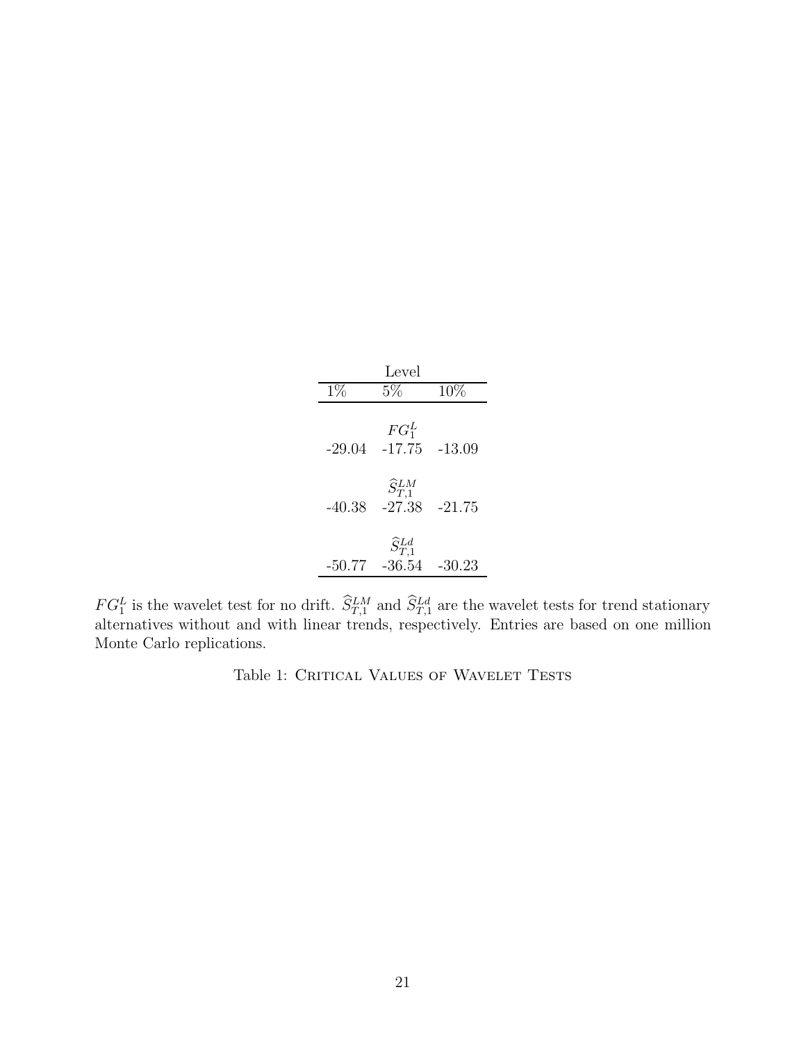| Level | | |
|---|---|---|
| 1% | 5% | 10% |
| | $FG_1^L$ | |
| -29.04 | -17.75 | -13.09 |
| | $\widehat{S}_{T,1}^{LM}$ | |
| -40.38 | -27.38 | -21.75 |
| | $\widehat{S}_{T,1}^{Ld}$ | |
| -50.77 | -36.54 | -30.23 |

$FG_1^L$ is the wavelet test for no drift. $\widehat{S}_{T,1}^{LM}$ and $\widehat{S}_{T,1}^{Ld}$ are the wavelet tests for trend stationary alternatives without and with linear trends, respectively. Entries are based on one million Monte Carlo replications.

Table 1: Critical Values of Wavelet Tests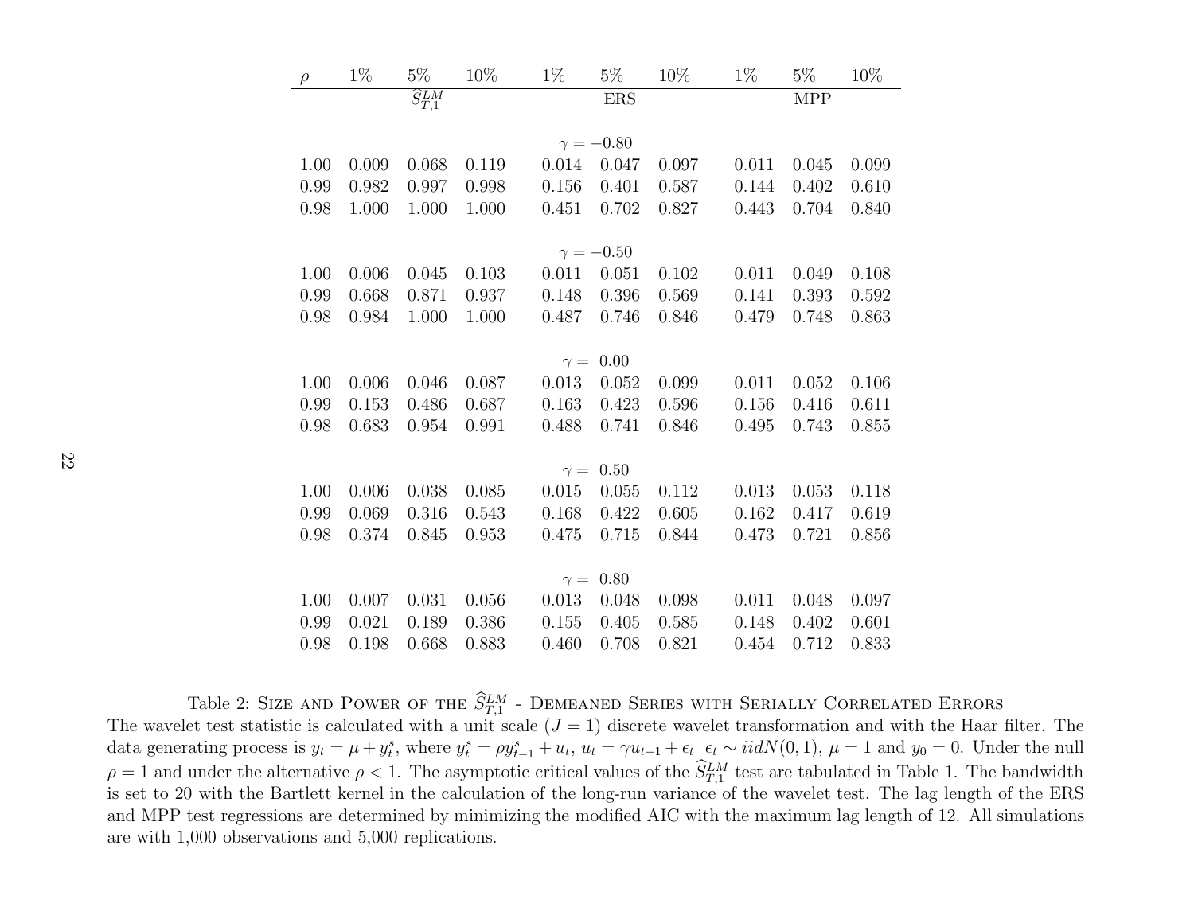| $\rho$ | 1% | 5% | 10% | 1% | 5% | 10% | 1% | 5% | 10% |
|---|---|---|---|---|---|---|---|---|---|
| | | $\widehat{S}_{T,1}^{LM}$ | | | ERS | | | MPP | |
| | | | | | $\gamma = -0.80$ | | | | |
| 1.00 | 0.009 | 0.068 | 0.119 | 0.014 | 0.047 | 0.097 | 0.011 | 0.045 | 0.099 |
| 0.99 | 0.982 | 0.997 | 0.998 | 0.156 | 0.401 | 0.587 | 0.144 | 0.402 | 0.610 |
| 0.98 | 1.000 | 1.000 | 1.000 | 0.451 | 0.702 | 0.827 | 0.443 | 0.704 | 0.840 |
| | | | | | $\gamma = -0.50$ | | | | |
| 1.00 | 0.006 | 0.045 | 0.103 | 0.011 | 0.051 | 0.102 | 0.011 | 0.049 | 0.108 |
| 0.99 | 0.668 | 0.871 | 0.937 | 0.148 | 0.396 | 0.569 | 0.141 | 0.393 | 0.592 |
| 0.98 | 0.984 | 1.000 | 1.000 | 0.487 | 0.746 | 0.846 | 0.479 | 0.748 | 0.863 |
| | | | | | $\gamma = 0.00$ | | | | |
| 1.00 | 0.006 | 0.046 | 0.087 | 0.013 | 0.052 | 0.099 | 0.011 | 0.052 | 0.106 |
| 0.99 | 0.153 | 0.486 | 0.687 | 0.163 | 0.423 | 0.596 | 0.156 | 0.416 | 0.611 |
| 0.98 | 0.683 | 0.954 | 0.991 | 0.488 | 0.741 | 0.846 | 0.495 | 0.743 | 0.855 |
| | | | | | $\gamma = 0.50$ | | | | |
| 1.00 | 0.006 | 0.038 | 0.085 | 0.015 | 0.055 | 0.112 | 0.013 | 0.053 | 0.118 |
| 0.99 | 0.069 | 0.316 | 0.543 | 0.168 | 0.422 | 0.605 | 0.162 | 0.417 | 0.619 |
| 0.98 | 0.374 | 0.845 | 0.953 | 0.475 | 0.715 | 0.844 | 0.473 | 0.721 | 0.856 |
| | | | | | $\gamma = 0.80$ | | | | |
| 1.00 | 0.007 | 0.031 | 0.056 | 0.013 | 0.048 | 0.098 | 0.011 | 0.048 | 0.097 |
| 0.99 | 0.021 | 0.189 | 0.386 | 0.155 | 0.405 | 0.585 | 0.148 | 0.402 | 0.601 |
| 0.98 | 0.198 | 0.668 | 0.883 | 0.460 | 0.708 | 0.821 | 0.454 | 0.712 | 0.833 |

Table 2: Size and Power of the $\widehat{S}_{T,1}^{LM}$ - Demeaned Series with Serially Correlated Errors
The wavelet test statistic is calculated with a unit scale ($J = 1$) discrete wavelet transformation and with the Haar filter. The data generating process is $y_t = \mu + y_t^s$, where $y_t^s = \rho y_{t-1}^s + u_t$, $u_t = \gamma u_{t-1} + \epsilon_t$ $\epsilon_t \sim iidN(0, 1)$, $\mu = 1$ and $y_0 = 0$. Under the null $\rho = 1$ and under the alternative $\rho < 1$. The asymptotic critical values of the $\widehat{S}_{T,1}^{LM}$ test are tabulated in Table 1. The bandwidth is set to 20 with the Bartlett kernel in the calculation of the long-run variance of the wavelet test. The lag length of the ERS and MPP test regressions are determined by minimizing the modified AIC with the maximum lag length of 12. All simulations are with 1,000 observations and 5,000 replications.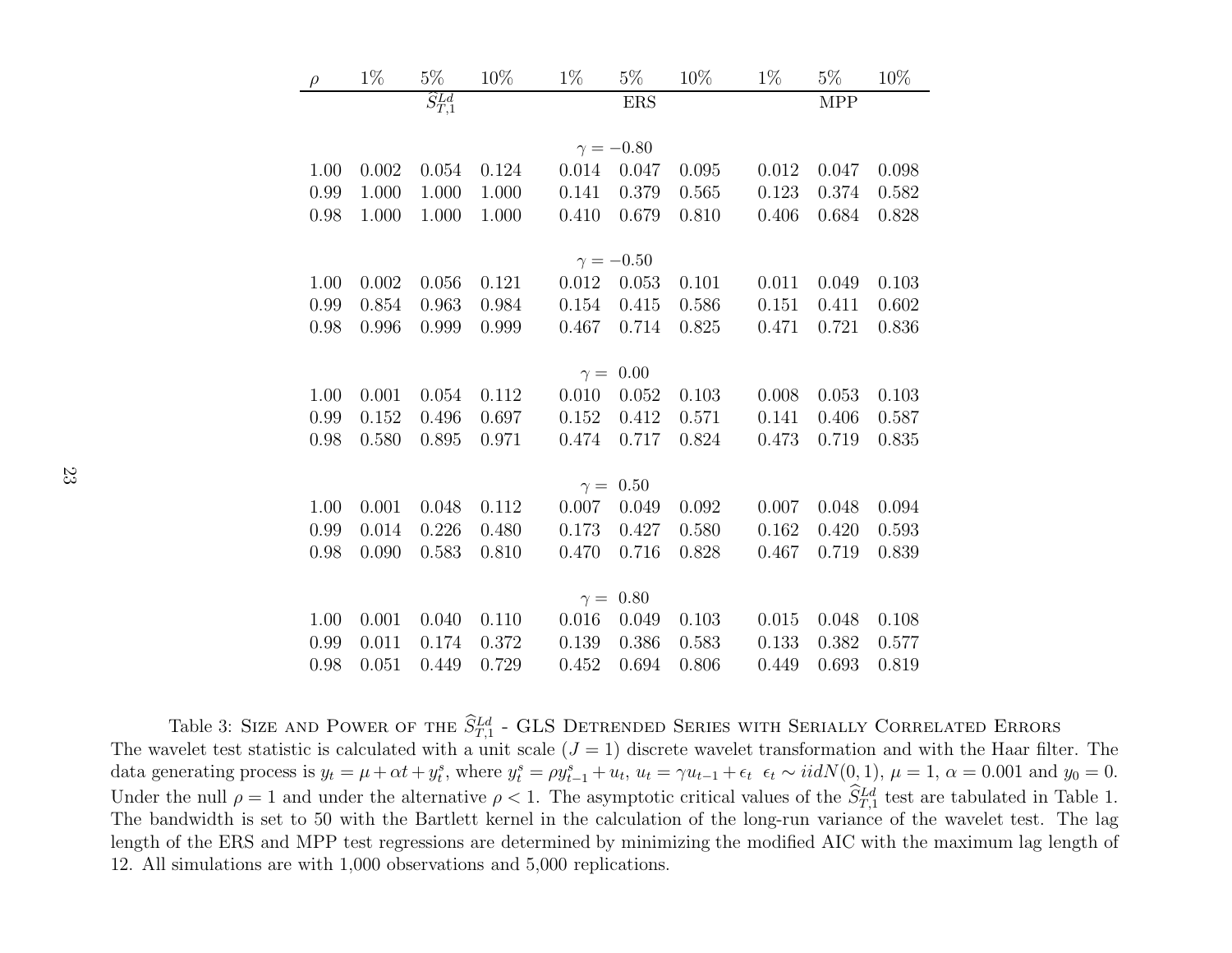| $\rho$ | 1% | 5% | 10% | 1% | 5% | 10% | 1% | 5% | 10% |
|---|---|---|---|---|---|---|---|---|---|
| | | $\widehat{S}_{T,1}^{Ld}$ | | | ERS | | | MPP | |
| | | | | | $\gamma = -0.80$ | | | | |
| 1.00 | 0.002 | 0.054 | 0.124 | 0.014 | 0.047 | 0.095 | 0.012 | 0.047 | 0.098 |
| 0.99 | 1.000 | 1.000 | 1.000 | 0.141 | 0.379 | 0.565 | 0.123 | 0.374 | 0.582 |
| 0.98 | 1.000 | 1.000 | 1.000 | 0.410 | 0.679 | 0.810 | 0.406 | 0.684 | 0.828 |
| | | | | | $\gamma = -0.50$ | | | | |
| 1.00 | 0.002 | 0.056 | 0.121 | 0.012 | 0.053 | 0.101 | 0.011 | 0.049 | 0.103 |
| 0.99 | 0.854 | 0.963 | 0.984 | 0.154 | 0.415 | 0.586 | 0.151 | 0.411 | 0.602 |
| 0.98 | 0.996 | 0.999 | 0.999 | 0.467 | 0.714 | 0.825 | 0.471 | 0.721 | 0.836 |
| | | | | | $\gamma = 0.00$ | | | | |
| 1.00 | 0.001 | 0.054 | 0.112 | 0.010 | 0.052 | 0.103 | 0.008 | 0.053 | 0.103 |
| 0.99 | 0.152 | 0.496 | 0.697 | 0.152 | 0.412 | 0.571 | 0.141 | 0.406 | 0.587 |
| 0.98 | 0.580 | 0.895 | 0.971 | 0.474 | 0.717 | 0.824 | 0.473 | 0.719 | 0.835 |
| | | | | | $\gamma = 0.50$ | | | | |
| 1.00 | 0.001 | 0.048 | 0.112 | 0.007 | 0.049 | 0.092 | 0.007 | 0.048 | 0.094 |
| 0.99 | 0.014 | 0.226 | 0.480 | 0.173 | 0.427 | 0.580 | 0.162 | 0.420 | 0.593 |
| 0.98 | 0.090 | 0.583 | 0.810 | 0.470 | 0.716 | 0.828 | 0.467 | 0.719 | 0.839 |
| | | | | | $\gamma = 0.80$ | | | | |
| 1.00 | 0.001 | 0.040 | 0.110 | 0.016 | 0.049 | 0.103 | 0.015 | 0.048 | 0.108 |
| 0.99 | 0.011 | 0.174 | 0.372 | 0.139 | 0.386 | 0.583 | 0.133 | 0.382 | 0.577 |
| 0.98 | 0.051 | 0.449 | 0.729 | 0.452 | 0.694 | 0.806 | 0.449 | 0.693 | 0.819 |

Table 3: SIZE AND POWER OF THE $\widehat{S}_{T,1}^{Ld}$ - GLS DETRENDED SERIES WITH SERIALLY CORRELATED ERRORS
The wavelet test statistic is calculated with a unit scale ($J = 1$) discrete wavelet transformation and with the Haar filter. The data generating process is $y_t = \mu + \alpha t + y_t^s$, where $y_t^s = \rho y_{t-1}^s + u_t$, $u_t = \gamma u_{t-1} + \epsilon_t$ $\epsilon_t \sim iidN(0,1)$, $\mu = 1$, $\alpha = 0.001$ and $y_0 = 0$. Under the null $\rho = 1$ and under the alternative $\rho < 1$. The asymptotic critical values of the $\widehat{S}_{T,1}^{Ld}$ test are tabulated in Table 1. The bandwidth is set to 50 with the Bartlett kernel in the calculation of the long-run variance of the wavelet test. The lag length of the ERS and MPP test regressions are determined by minimizing the modified AIC with the maximum lag length of 12. All simulations are with 1,000 observations and 5,000 replications.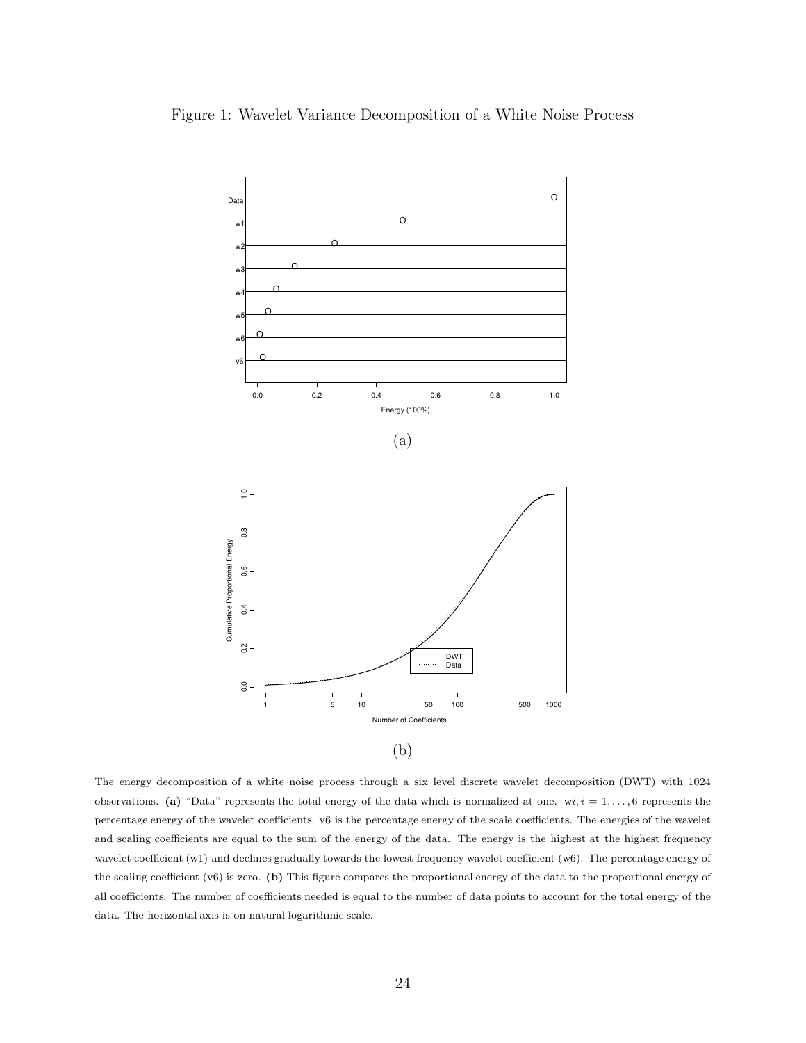Figure 1: Wavelet Variance Decomposition of a White Noise Process

(a)

(b)

The energy decomposition of a white noise process through a six level discrete wavelet decomposition (DWT) with 1024 observations. **(a)** "Data" represents the total energy of the data which is normalized at one. w$i, i = 1, \ldots, 6$ represents the percentage energy of the wavelet coefficients. v6 is the percentage energy of the scale coefficients. The energies of the wavelet and scaling coefficients are equal to the sum of the energy of the data. The energy is the highest at the highest frequency wavelet coefficient (w1) and declines gradually towards the lowest frequency wavelet coefficient (w6). The percentage energy of the scaling coefficient (v6) is zero. **(b)** This figure compares the proportional energy of the data to the proportional energy of all coefficients. The number of coefficients needed is equal to the number of data points to account for the total energy of the data. The horizontal axis is on natural logarithmic scale.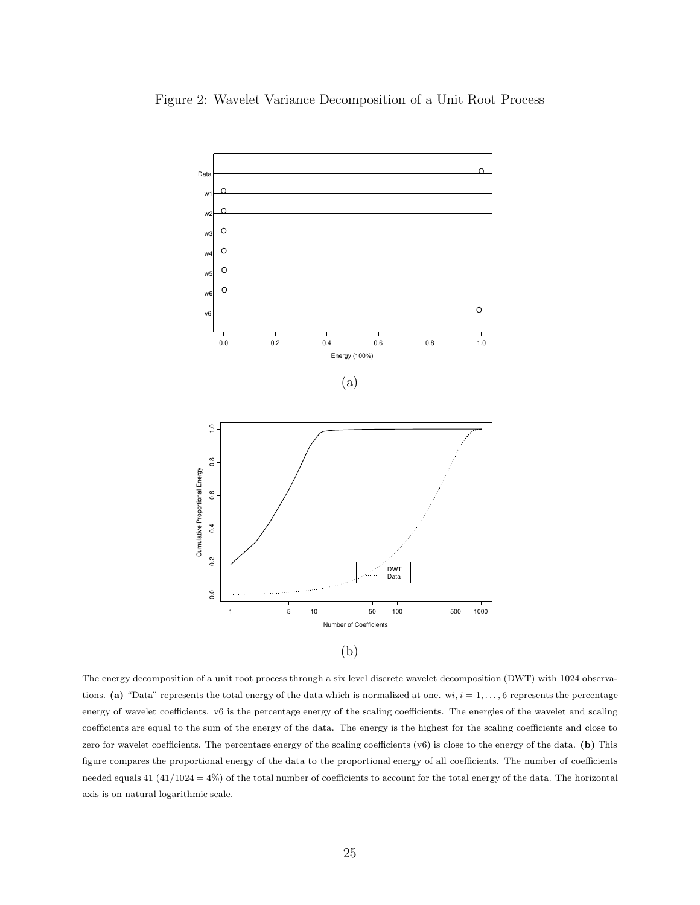Figure 2: Wavelet Variance Decomposition of a Unit Root Process

(a)

(b)

The energy decomposition of a unit root process through a six level discrete wavelet decomposition (DWT) with 1024 observations. **(a)** "Data" represents the total energy of the data which is normalized at one. w$i, i = 1, \ldots, 6$ represents the percentage energy of wavelet coefficients. v6 is the percentage energy of the scaling coefficients. The energies of the wavelet and scaling coefficients are equal to the sum of the energy of the data. The energy is the highest for the scaling coefficients and close to zero for wavelet coefficients. The percentage energy of the scaling coefficients (v6) is close to the energy of the data. **(b)** This figure compares the proportional energy of the data to the proportional energy of all coefficients. The number of coefficients needed equals 41 ($41/1024 = 4\%$) of the total number of coefficients to account for the total energy of the data. The horizontal axis is on natural logarithmic scale.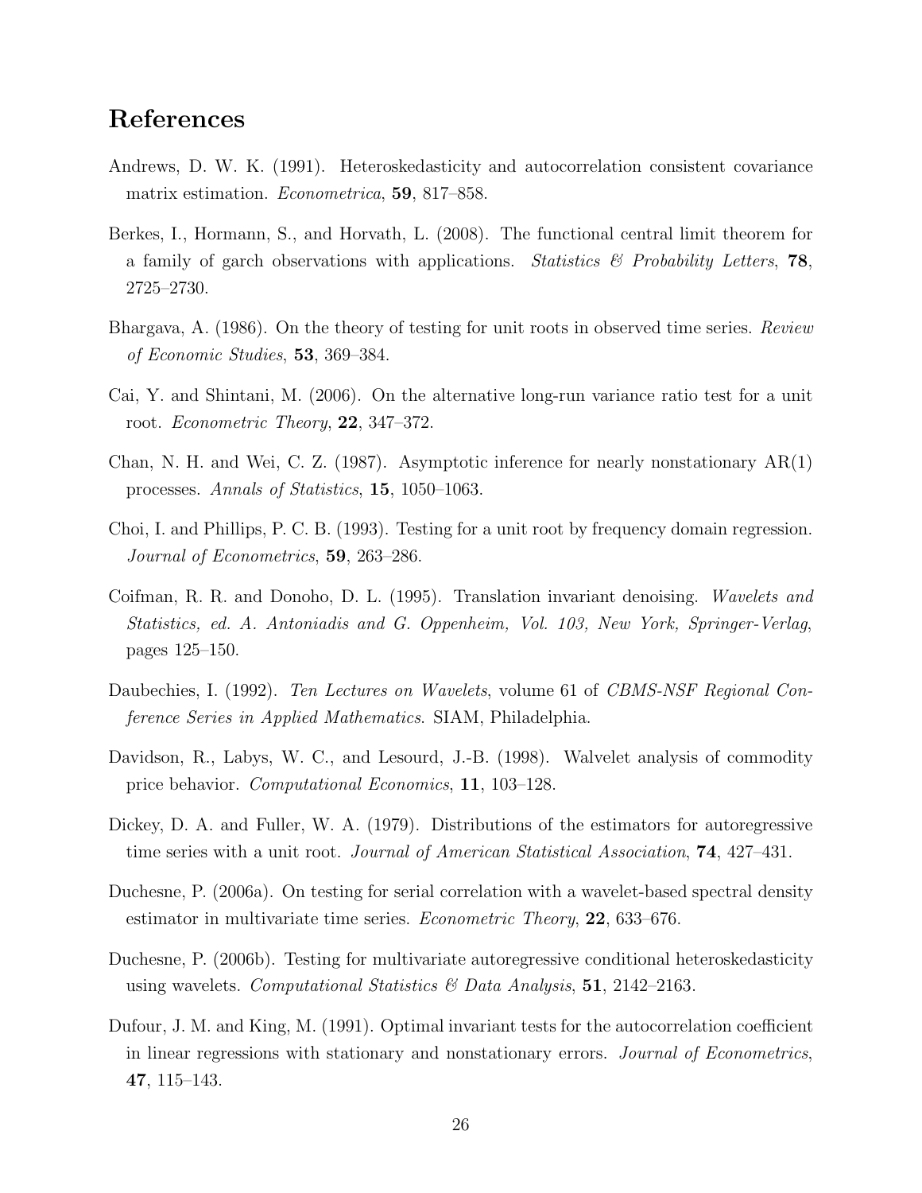## References

Andrews, D. W. K. (1991). Heteroskedasticity and autocorrelation consistent covariance matrix estimation. *Econometrica*, **59**, 817–858.

Berkes, I., Hormann, S., and Horvath, L. (2008). The functional central limit theorem for a family of garch observations with applications. *Statistics & Probability Letters*, **78**, 2725–2730.

Bhargava, A. (1986). On the theory of testing for unit roots in observed time series. *Review of Economic Studies*, **53**, 369–384.

Cai, Y. and Shintani, M. (2006). On the alternative long-run variance ratio test for a unit root. *Econometric Theory*, **22**, 347–372.

Chan, N. H. and Wei, C. Z. (1987). Asymptotic inference for nearly nonstationary AR(1) processes. *Annals of Statistics*, **15**, 1050–1063.

Choi, I. and Phillips, P. C. B. (1993). Testing for a unit root by frequency domain regression. *Journal of Econometrics*, **59**, 263–286.

Coifman, R. R. and Donoho, D. L. (1995). Translation invariant denoising. *Wavelets and Statistics, ed. A. Antoniadis and G. Oppenheim, Vol. 103, New York, Springer-Verlag*, pages 125–150.

Daubechies, I. (1992). *Ten Lectures on Wavelets*, volume 61 of *CBMS-NSF Regional Conference Series in Applied Mathematics*. SIAM, Philadelphia.

Davidson, R., Labys, W. C., and Lesourd, J.-B. (1998). Walvelet analysis of commodity price behavior. *Computational Economics*, **11**, 103–128.

Dickey, D. A. and Fuller, W. A. (1979). Distributions of the estimators for autoregressive time series with a unit root. *Journal of American Statistical Association*, **74**, 427–431.

Duchesne, P. (2006a). On testing for serial correlation with a wavelet-based spectral density estimator in multivariate time series. *Econometric Theory*, **22**, 633–676.

Duchesne, P. (2006b). Testing for multivariate autoregressive conditional heteroskedasticity using wavelets. *Computational Statistics & Data Analysis*, **51**, 2142–2163.

Dufour, J. M. and King, M. (1991). Optimal invariant tests for the autocorrelation coefficient in linear regressions with stationary and nonstationary errors. *Journal of Econometrics*, **47**, 115–143.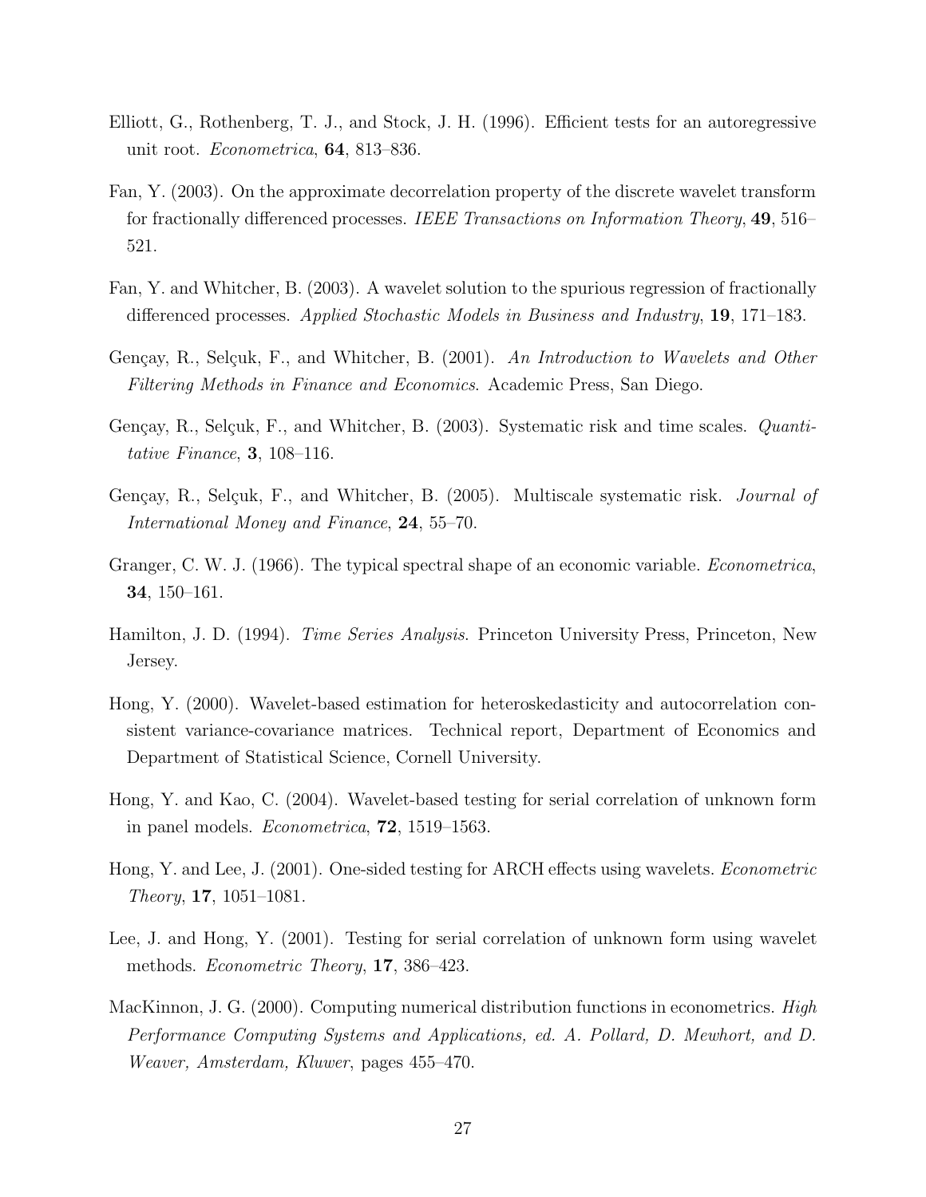Elliott, G., Rothenberg, T. J., and Stock, J. H. (1996). Efficient tests for an autoregressive unit root. *Econometrica*, **64**, 813–836.

Fan, Y. (2003). On the approximate decorrelation property of the discrete wavelet transform for fractionally differenced processes. *IEEE Transactions on Information Theory*, **49**, 516–521.

Fan, Y. and Whitcher, B. (2003). A wavelet solution to the spurious regression of fractionally differenced processes. *Applied Stochastic Models in Business and Industry*, **19**, 171–183.

Gençay, R., Selçuk, F., and Whitcher, B. (2001). *An Introduction to Wavelets and Other Filtering Methods in Finance and Economics*. Academic Press, San Diego.

Gençay, R., Selçuk, F., and Whitcher, B. (2003). Systematic risk and time scales. *Quantitative Finance*, **3**, 108–116.

Gençay, R., Selçuk, F., and Whitcher, B. (2005). Multiscale systematic risk. *Journal of International Money and Finance*, **24**, 55–70.

Granger, C. W. J. (1966). The typical spectral shape of an economic variable. *Econometrica*, **34**, 150–161.

Hamilton, J. D. (1994). *Time Series Analysis*. Princeton University Press, Princeton, New Jersey.

Hong, Y. (2000). Wavelet-based estimation for heteroskedasticity and autocorrelation consistent variance-covariance matrices. Technical report, Department of Economics and Department of Statistical Science, Cornell University.

Hong, Y. and Kao, C. (2004). Wavelet-based testing for serial correlation of unknown form in panel models. *Econometrica*, **72**, 1519–1563.

Hong, Y. and Lee, J. (2001). One-sided testing for ARCH effects using wavelets. *Econometric Theory*, **17**, 1051–1081.

Lee, J. and Hong, Y. (2001). Testing for serial correlation of unknown form using wavelet methods. *Econometric Theory*, **17**, 386–423.

MacKinnon, J. G. (2000). Computing numerical distribution functions in econometrics. *High Performance Computing Systems and Applications, ed. A. Pollard, D. Mewhort, and D. Weaver, Amsterdam, Kluwer*, pages 455–470.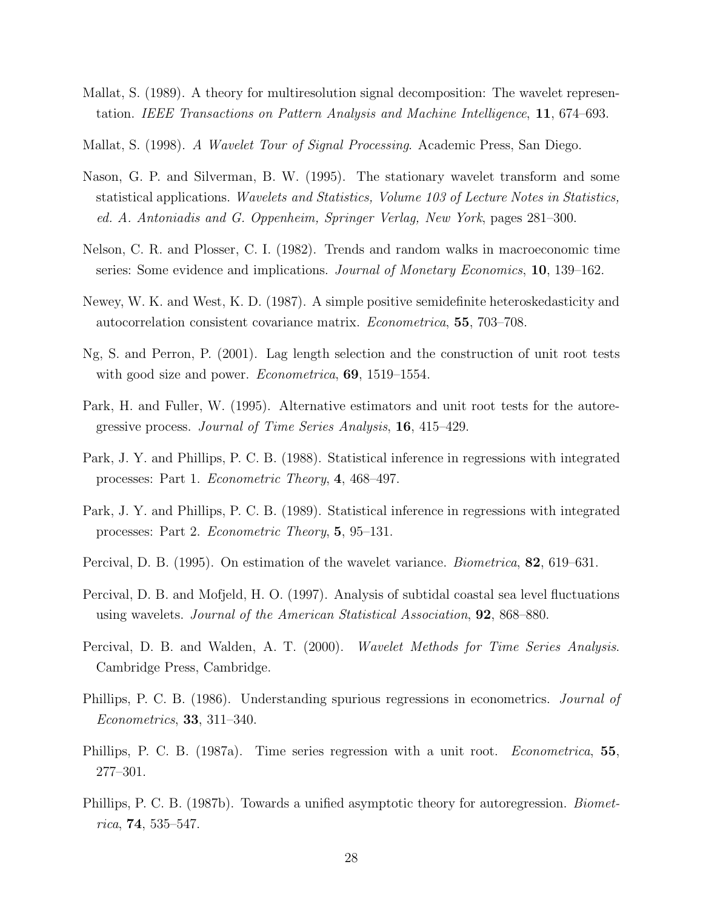Mallat, S. (1989). A theory for multiresolution signal decomposition: The wavelet representation. *IEEE Transactions on Pattern Analysis and Machine Intelligence*, **11**, 674–693.

Mallat, S. (1998). *A Wavelet Tour of Signal Processing*. Academic Press, San Diego.

Nason, G. P. and Silverman, B. W. (1995). The stationary wavelet transform and some statistical applications. *Wavelets and Statistics, Volume 103 of Lecture Notes in Statistics, ed. A. Antoniadis and G. Oppenheim, Springer Verlag, New York*, pages 281–300.

Nelson, C. R. and Plosser, C. I. (1982). Trends and random walks in macroeconomic time series: Some evidence and implications. *Journal of Monetary Economics*, **10**, 139–162.

Newey, W. K. and West, K. D. (1987). A simple positive semidefinite heteroskedasticity and autocorrelation consistent covariance matrix. *Econometrica*, **55**, 703–708.

Ng, S. and Perron, P. (2001). Lag length selection and the construction of unit root tests with good size and power. *Econometrica*, **69**, 1519–1554.

Park, H. and Fuller, W. (1995). Alternative estimators and unit root tests for the autoregressive process. *Journal of Time Series Analysis*, **16**, 415–429.

Park, J. Y. and Phillips, P. C. B. (1988). Statistical inference in regressions with integrated processes: Part 1. *Econometric Theory*, **4**, 468–497.

Park, J. Y. and Phillips, P. C. B. (1989). Statistical inference in regressions with integrated processes: Part 2. *Econometric Theory*, **5**, 95–131.

Percival, D. B. (1995). On estimation of the wavelet variance. *Biometrica*, **82**, 619–631.

Percival, D. B. and Mofjeld, H. O. (1997). Analysis of subtidal coastal sea level fluctuations using wavelets. *Journal of the American Statistical Association*, **92**, 868–880.

Percival, D. B. and Walden, A. T. (2000). *Wavelet Methods for Time Series Analysis*. Cambridge Press, Cambridge.

Phillips, P. C. B. (1986). Understanding spurious regressions in econometrics. *Journal of Econometrics*, **33**, 311–340.

Phillips, P. C. B. (1987a). Time series regression with a unit root. *Econometrica*, **55**, 277–301.

Phillips, P. C. B. (1987b). Towards a unified asymptotic theory for autoregression. *Biometrica*, **74**, 535–547.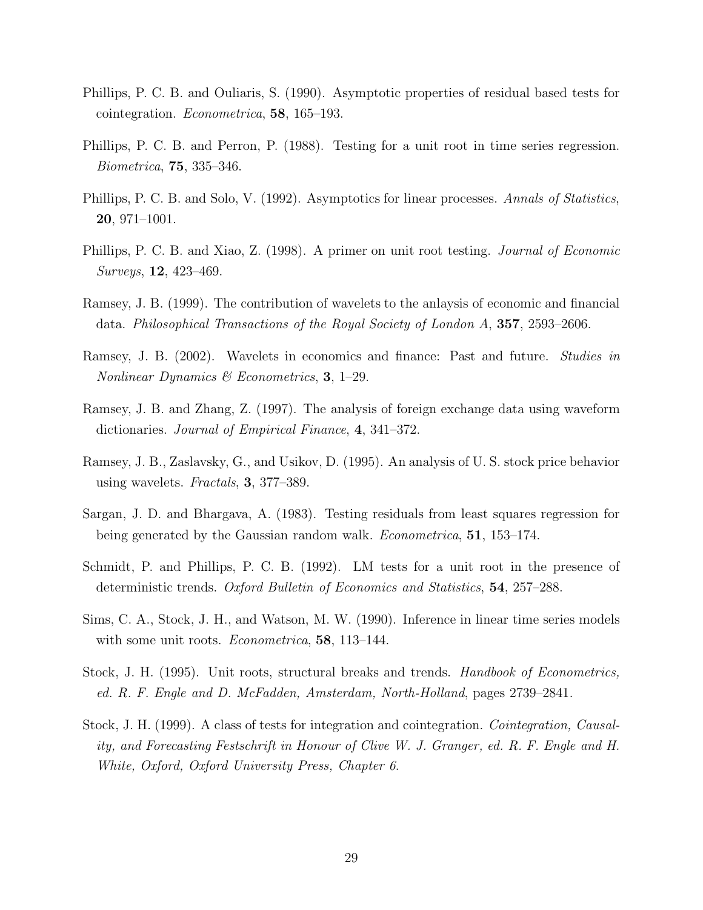Phillips, P. C. B. and Ouliaris, S. (1990). Asymptotic properties of residual based tests for cointegration. *Econometrica*, **58**, 165–193.

Phillips, P. C. B. and Perron, P. (1988). Testing for a unit root in time series regression. *Biometrica*, **75**, 335–346.

Phillips, P. C. B. and Solo, V. (1992). Asymptotics for linear processes. *Annals of Statistics*, **20**, 971–1001.

Phillips, P. C. B. and Xiao, Z. (1998). A primer on unit root testing. *Journal of Economic Surveys*, **12**, 423–469.

Ramsey, J. B. (1999). The contribution of wavelets to the anlaysis of economic and financial data. *Philosophical Transactions of the Royal Society of London A*, **357**, 2593–2606.

Ramsey, J. B. (2002). Wavelets in economics and finance: Past and future. *Studies in Nonlinear Dynamics & Econometrics*, **3**, 1–29.

Ramsey, J. B. and Zhang, Z. (1997). The analysis of foreign exchange data using waveform dictionaries. *Journal of Empirical Finance*, **4**, 341–372.

Ramsey, J. B., Zaslavsky, G., and Usikov, D. (1995). An analysis of U. S. stock price behavior using wavelets. *Fractals*, **3**, 377–389.

Sargan, J. D. and Bhargava, A. (1983). Testing residuals from least squares regression for being generated by the Gaussian random walk. *Econometrica*, **51**, 153–174.

Schmidt, P. and Phillips, P. C. B. (1992). LM tests for a unit root in the presence of deterministic trends. *Oxford Bulletin of Economics and Statistics*, **54**, 257–288.

Sims, C. A., Stock, J. H., and Watson, M. W. (1990). Inference in linear time series models with some unit roots. *Econometrica*, **58**, 113–144.

Stock, J. H. (1995). Unit roots, structural breaks and trends. *Handbook of Econometrics, ed. R. F. Engle and D. McFadden, Amsterdam, North-Holland*, pages 2739–2841.

Stock, J. H. (1999). A class of tests for integration and cointegration. *Cointegration, Causality, and Forecasting Festschrift in Honour of Clive W. J. Granger, ed. R. F. Engle and H. White, Oxford, Oxford University Press, Chapter 6.*